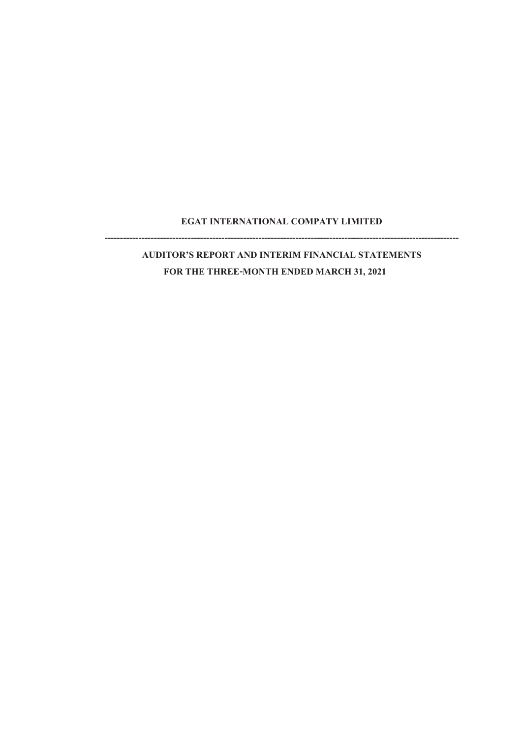**EGAT INTERNATIONAL COMPATY LIMITED**

---

**AUDITOR'S REPORT AND INTERIM FINANCIAL STATEMENTS**

**FOR THE THREE-MONTH ENDED MARCH 31, 2021**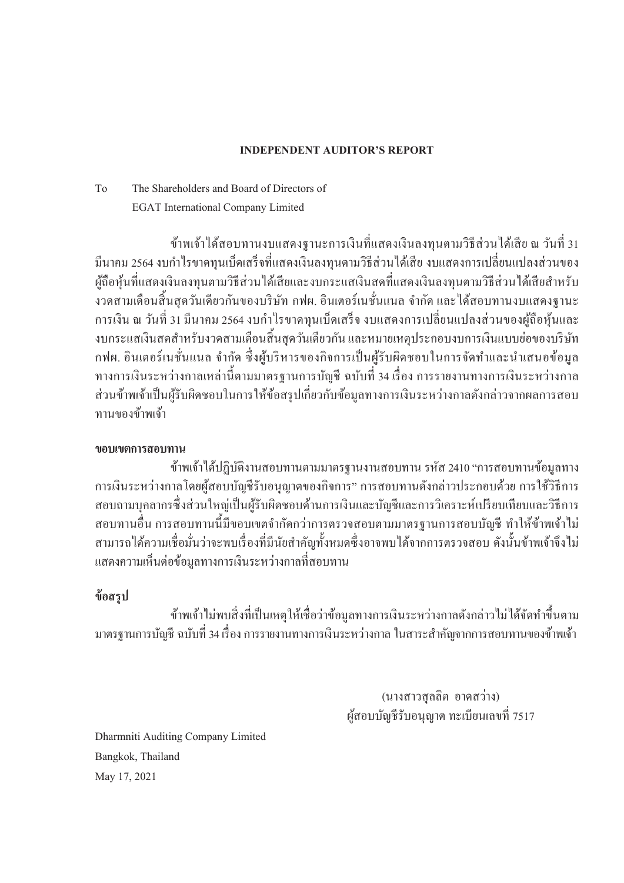**INDEPENDENT AUDITOR'S REPORT**

To The Shareholders and Board of Directors of
EGAT International Company Limited

ข้าพเจ้าได้สอบทานงบแสดงฐานะการเงินที่แสดงเงินลงทุนตามวิธีส่วนได้เสีย ณ วันที่ 31 มีนาคม 2564 งบกำไรขาดทุนเบ็ดเสร็จที่แสดงเงินลงทุนตามวิธีส่วนได้เสีย งบแสดงการเปลี่ยนแปลงส่วนของผู้ถือหุ้นที่แสดงเงินลงทุนตามวิธีส่วนได้เสียและงบกระแสเงินสดที่แสดงเงินลงทุนตามวิธีส่วนได้เสียสำหรับงวดสามเดือนสิ้นสุดวันเดียวกันของบริษัท กฟผ. อินเตอร์เนชั่นแนล จำกัด และได้สอบทานงบแสดงฐานะการเงิน ณ วันที่ 31 มีนาคม 2564 งบกำไรขาดทุนเบ็ดเสร็จ งบแสดงการเปลี่ยนแปลงส่วนของผู้ถือหุ้นและงบกระแสเงินสดสำหรับงวดสามเดือนสิ้นสุดวันเดียวกัน และหมายเหตุประกอบงบการเงินแบบย่อของบริษัท กฟผ. อินเตอร์เนชั่นแนล จำกัด ซึ่งผู้บริหารของกิจการเป็นผู้รับผิดชอบในการจัดทำและนำเสนอข้อมูลทางการเงินระหว่างกาลเหล่านี้ตามมาตรฐานการบัญชี ฉบับที่ 34 เรื่อง การรายงานทางการเงินระหว่างกาล ส่วนข้าพเจ้าเป็นผู้รับผิดชอบในการให้ข้อสรุปเกี่ยวกับข้อมูลทางการเงินระหว่างกาลดังกล่าวจากผลการสอบทานของข้าพเจ้า

**ขอบเขตการสอบทาน**

ข้าพเจ้าได้ปฏิบัติงานสอบทานตามมาตรฐานงานสอบทาน รหัส 2410 "การสอบทานข้อมูลทางการเงินระหว่างกาลโดยผู้สอบบัญชีรับอนุญาตของกิจการ" การสอบทานดังกล่าวประกอบด้วย การใช้วิธีการสอบถามบุคลากรซึ่งส่วนใหญ่เป็นผู้รับผิดชอบด้านการเงินและบัญชีและการวิเคราะห์เปรียบเทียบและวิธีการสอบทานอื่น การสอบทานนี้มีขอบเขตจำกัดกว่าการตรวจสอบตามมาตรฐานการสอบบัญชี ทำให้ข้าพเจ้าไม่สามารถได้ความเชื่อมั่นว่าจะพบเรื่องที่มีนัยสำคัญทั้งหมดซึ่งอาจพบได้จากการตรวจสอบ ดังนั้นข้าพเจ้าจึงไม่แสดงความเห็นต่อข้อมูลทางการเงินระหว่างกาลที่สอบทาน

**ข้อสรุป**

ข้าพเจ้าไม่พบสิ่งที่เป็นเหตุให้เชื่อว่าข้อมูลทางการเงินระหว่างกาลดังกล่าวไม่ได้จัดทำขึ้นตามมาตรฐานการบัญชี ฉบับที่ 34 เรื่อง การรายงานทางการเงินระหว่างกาล ในสาระสำคัญจากการสอบทานของข้าพเจ้า

(นางสาวสุลลิต อาดสว่าง)
ผู้สอบบัญชีรับอนุญาต ทะเบียนเลขที่ 7517

Dharmniti Auditing Company Limited
Bangkok, Thailand
May 17, 2021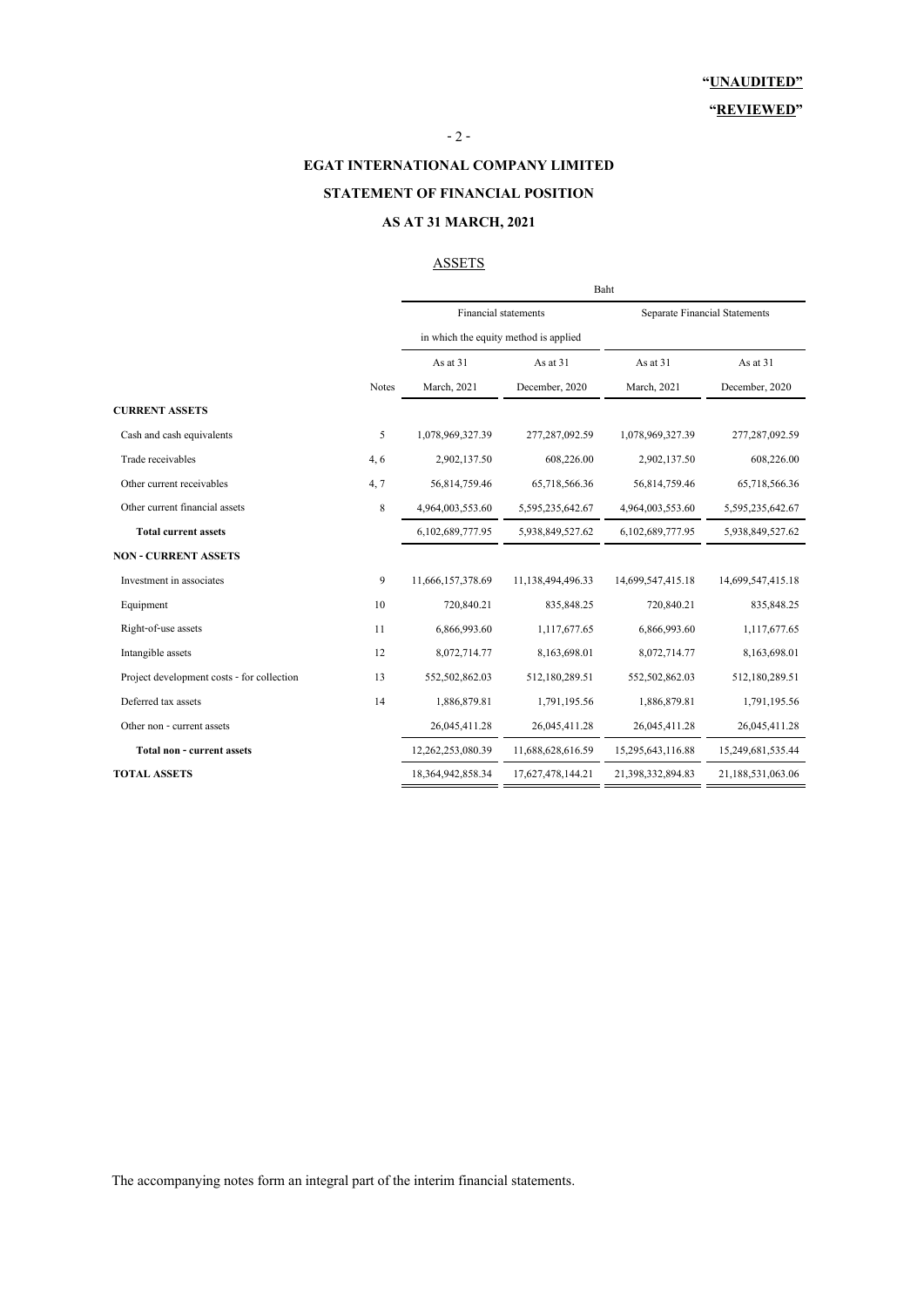**"UNAUDITED"**

**"REVIEWED"**

**EGAT INTERNATIONAL COMPANY LIMITED**

**STATEMENT OF FINANCIAL POSITION**

**AS AT 31 MARCH, 2021**

ASSETS

| | | Baht | | | |
|---|---|---|---|---|---|
| | | Financial statements in which the equity method is applied | | Separate Financial Statements | |
| | Notes | As at 31 March, 2021 | As at 31 December, 2020 | As at 31 March, 2021 | As at 31 December, 2020 |
| **CURRENT ASSETS** | | | | | |
| Cash and cash equivalents | 5 | 1,078,969,327.39 | 277,287,092.59 | 1,078,969,327.39 | 277,287,092.59 |
| Trade receivables | 4, 6 | 2,902,137.50 | 608,226.00 | 2,902,137.50 | 608,226.00 |
| Other current receivables | 4, 7 | 56,814,759.46 | 65,718,566.36 | 56,814,759.46 | 65,718,566.36 |
| Other current financial assets | 8 | 4,964,003,553.60 | 5,595,235,642.67 | 4,964,003,553.60 | 5,595,235,642.67 |
| **Total current assets** | | 6,102,689,777.95 | 5,938,849,527.62 | 6,102,689,777.95 | 5,938,849,527.62 |
| **NON - CURRENT ASSETS** | | | | | |
| Investment in associates | 9 | 11,666,157,378.69 | 11,138,494,496.33 | 14,699,547,415.18 | 14,699,547,415.18 |
| Equipment | 10 | 720,840.21 | 835,848.25 | 720,840.21 | 835,848.25 |
| Right-of-use assets | 11 | 6,866,993.60 | 1,117,677.65 | 6,866,993.60 | 1,117,677.65 |
| Intangible assets | 12 | 8,072,714.77 | 8,163,698.01 | 8,072,714.77 | 8,163,698.01 |
| Project development costs - for collection | 13 | 552,502,862.03 | 512,180,289.51 | 552,502,862.03 | 512,180,289.51 |
| Deferred tax assets | 14 | 1,886,879.81 | 1,791,195.56 | 1,886,879.81 | 1,791,195.56 |
| Other non - current assets | | 26,045,411.28 | 26,045,411.28 | 26,045,411.28 | 26,045,411.28 |
| **Total non - current assets** | | 12,262,253,080.39 | 11,688,628,616.59 | 15,295,643,116.88 | 15,249,681,535.44 |
| **TOTAL ASSETS** | | 18,364,942,858.34 | 17,627,478,144.21 | 21,398,332,894.83 | 21,188,531,063.06 |

The accompanying notes form an integral part of the interim financial statements.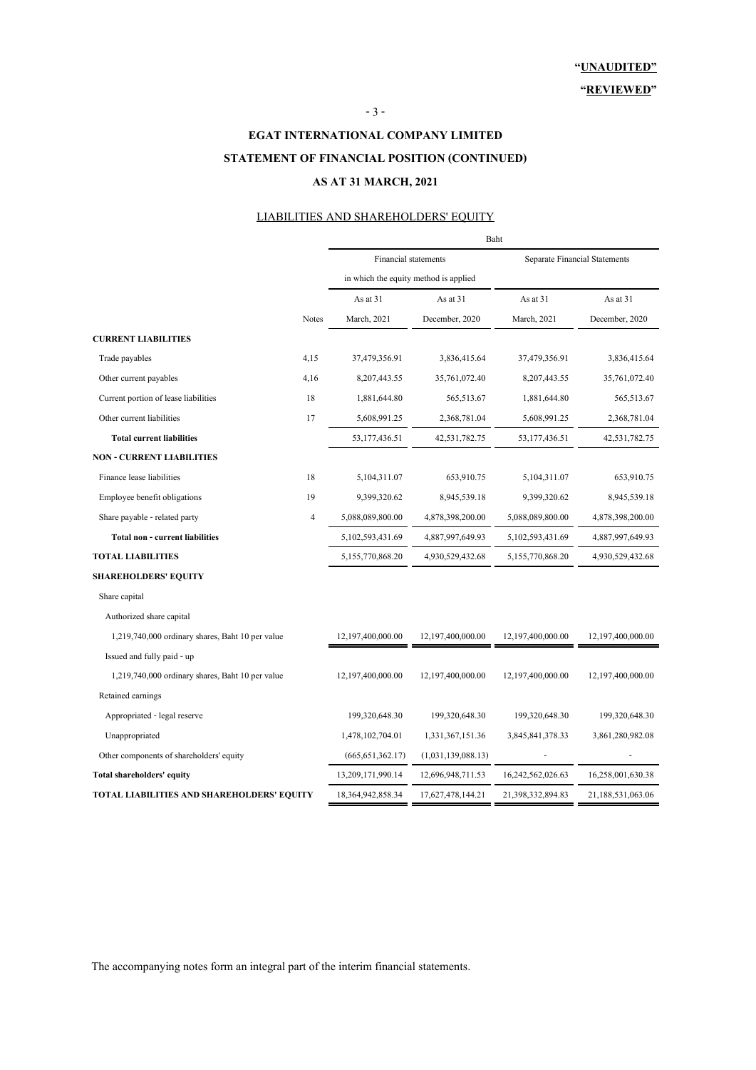**"UNAUDITED"**

**"REVIEWED"**

# EGAT INTERNATIONAL COMPANY LIMITED

## STATEMENT OF FINANCIAL POSITION (CONTINUED)

## AS AT 31 MARCH, 2021

LIABILITIES AND SHAREHOLDERS' EQUITY

| | | Baht | | | |
|---|---|---|---|---|---|
| | | Financial statements in which the equity method is applied | | Separate Financial Statements | |
| | Notes | As at 31 March, 2021 | As at 31 December, 2020 | As at 31 March, 2021 | As at 31 December, 2020 |
| **CURRENT LIABILITIES** | | | | | |
| Trade payables | 4,15 | 37,479,356.91 | 3,836,415.64 | 37,479,356.91 | 3,836,415.64 |
| Other current payables | 4,16 | 8,207,443.55 | 35,761,072.40 | 8,207,443.55 | 35,761,072.40 |
| Current portion of lease liabilities | 18 | 1,881,644.80 | 565,513.67 | 1,881,644.80 | 565,513.67 |
| Other current liabilities | 17 | 5,608,991.25 | 2,368,781.04 | 5,608,991.25 | 2,368,781.04 |
| **Total current liabilities** | | 53,177,436.51 | 42,531,782.75 | 53,177,436.51 | 42,531,782.75 |
| **NON - CURRENT LIABILITIES** | | | | | |
| Finance lease liabilities | 18 | 5,104,311.07 | 653,910.75 | 5,104,311.07 | 653,910.75 |
| Employee benefit obligations | 19 | 9,399,320.62 | 8,945,539.18 | 9,399,320.62 | 8,945,539.18 |
| Share payable - related party | 4 | 5,088,089,800.00 | 4,878,398,200.00 | 5,088,089,800.00 | 4,878,398,200.00 |
| **Total non - current liabilities** | | 5,102,593,431.69 | 4,887,997,649.93 | 5,102,593,431.69 | 4,887,997,649.93 |
| **TOTAL LIABILITIES** | | 5,155,770,868.20 | 4,930,529,432.68 | 5,155,770,868.20 | 4,930,529,432.68 |
| **SHAREHOLDERS' EQUITY** | | | | | |
| Share capital | | | | | |
| Authorized share capital | | | | | |
| 1,219,740,000 ordinary shares, Baht 10 per value | | 12,197,400,000.00 | 12,197,400,000.00 | 12,197,400,000.00 | 12,197,400,000.00 |
| Issued and fully paid - up | | | | | |
| 1,219,740,000 ordinary shares, Baht 10 per value | | 12,197,400,000.00 | 12,197,400,000.00 | 12,197,400,000.00 | 12,197,400,000.00 |
| Retained earnings | | | | | |
| Appropriated - legal reserve | | 199,320,648.30 | 199,320,648.30 | 199,320,648.30 | 199,320,648.30 |
| Unappropriated | | 1,478,102,704.01 | 1,331,367,151.36 | 3,845,841,378.33 | 3,861,280,982.08 |
| Other components of shareholders' equity | | (665,651,362.17) | (1,031,139,088.13) | - | - |
| **Total shareholders' equity** | | 13,209,171,990.14 | 12,696,948,711.53 | 16,242,562,026.63 | 16,258,001,630.38 |
| **TOTAL LIABILITIES AND SHAREHOLDERS' EQUITY** | | 18,364,942,858.34 | 17,627,478,144.21 | 21,398,332,894.83 | 21,188,531,063.06 |

The accompanying notes form an integral part of the interim financial statements.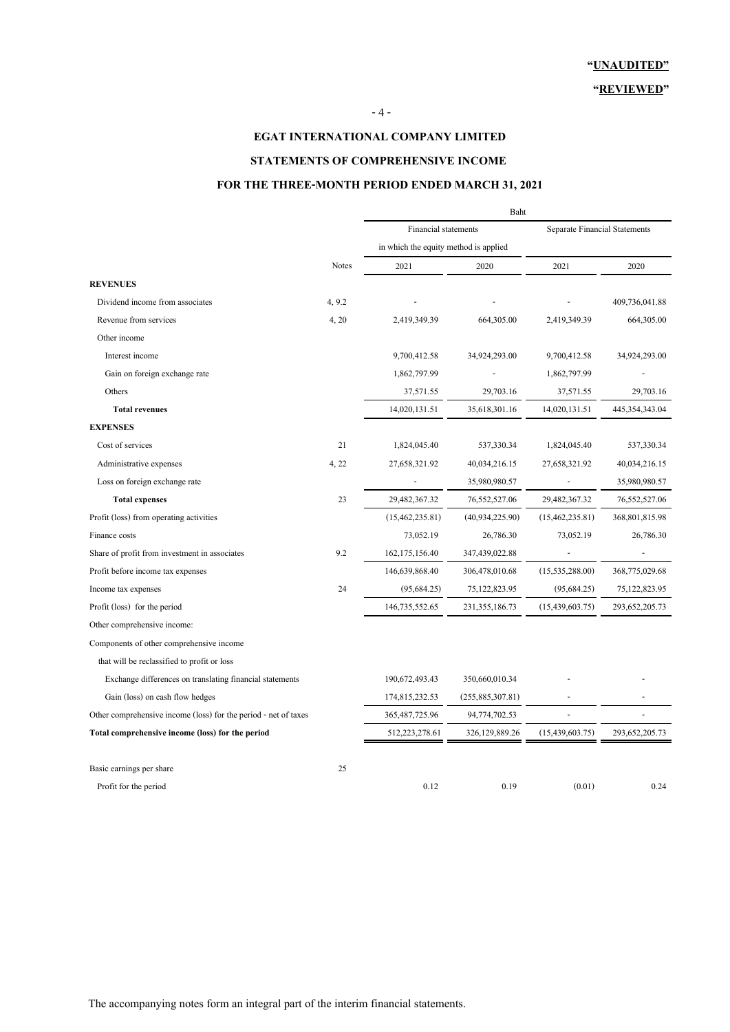**"UNAUDITED"**

**"REVIEWED"**

# EGAT INTERNATIONAL COMPANY LIMITED

## STATEMENTS OF COMPREHENSIVE INCOME

## FOR THE THREE-MONTH PERIOD ENDED MARCH 31, 2021

| | | Baht | | | |
|---|---|---|---|---|---|
| | | Financial statements in which the equity method is applied | | Separate Financial Statements | |
| | Notes | 2021 | 2020 | 2021 | 2020 |
| **REVENUES** | | | | | |
| Dividend income from associates | 4, 9.2 | - | - | - | 409,736,041.88 |
| Revenue from services | 4, 20 | 2,419,349.39 | 664,305.00 | 2,419,349.39 | 664,305.00 |
| Other income | | | | | |
| Interest income | | 9,700,412.58 | 34,924,293.00 | 9,700,412.58 | 34,924,293.00 |
| Gain on foreign exchange rate | | 1,862,797.99 | - | 1,862,797.99 | - |
| Others | | 37,571.55 | 29,703.16 | 37,571.55 | 29,703.16 |
| **Total revenues** | | 14,020,131.51 | 35,618,301.16 | 14,020,131.51 | 445,354,343.04 |
| **EXPENSES** | | | | | |
| Cost of services | 21 | 1,824,045.40 | 537,330.34 | 1,824,045.40 | 537,330.34 |
| Administrative expenses | 4, 22 | 27,658,321.92 | 40,034,216.15 | 27,658,321.92 | 40,034,216.15 |
| Loss on foreign exchange rate | | - | 35,980,980.57 | - | 35,980,980.57 |
| **Total expenses** | 23 | 29,482,367.32 | 76,552,527.06 | 29,482,367.32 | 76,552,527.06 |
| Profit (loss) from operating activities | | (15,462,235.81) | (40,934,225.90) | (15,462,235.81) | 368,801,815.98 |
| Finance costs | | 73,052.19 | 26,786.30 | 73,052.19 | 26,786.30 |
| Share of profit from investment in associates | 9.2 | 162,175,156.40 | 347,439,022.88 | - | - |
| Profit before income tax expenses | | 146,639,868.40 | 306,478,010.68 | (15,535,288.00) | 368,775,029.68 |
| Income tax expenses | 24 | (95,684.25) | 75,122,823.95 | (95,684.25) | 75,122,823.95 |
| Profit (loss) for the period | | 146,735,552.65 | 231,355,186.73 | (15,439,603.75) | 293,652,205.73 |
| Other comprehensive income: | | | | | |
| Components of other comprehensive income | | | | | |
| that will be reclassified to profit or loss | | | | | |
| Exchange differences on translating financial statements | | 190,672,493.43 | 350,660,010.34 | - | - |
| Gain (loss) on cash flow hedges | | 174,815,232.53 | (255,885,307.81) | - | - |
| Other comprehensive income (loss) for the period - net of taxes | | 365,487,725.96 | 94,774,702.53 | - | - |
| **Total comprehensive income (loss) for the period** | | 512,223,278.61 | 326,129,889.26 | (15,439,603.75) | 293,652,205.73 |
| | | | | | |
| Basic earnings per share | 25 | | | | |
| Profit for the period | | 0.12 | 0.19 | (0.01) | 0.24 |

The accompanying notes form an integral part of the interim financial statements.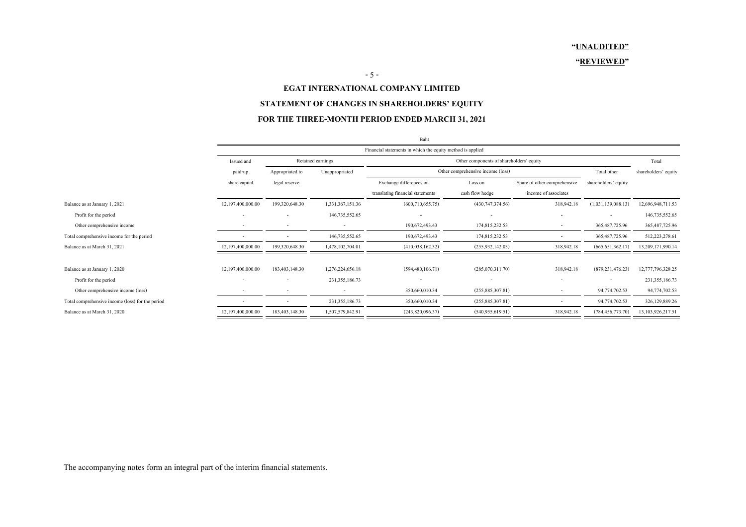**"UNAUDITED"**

**"REVIEWED"**

## EGAT INTERNATIONAL COMPANY LIMITED

## STATEMENT OF CHANGES IN SHAREHOLDERS' EQUITY

## FOR THE THREE-MONTH PERIOD ENDED MARCH 31, 2021

| | Baht | | | | | | | |
|---|---|---|---|---|---|---|---|---|
| | Financial statements in which the equity method is applied | | | | | | | |
| | Issued and paid-up share capital | Retained earnings | | Other components of shareholders' equity | | | | Total shareholders' equity |
| | | Appropriated to legal reserve | Unappropriated | Other comprehensive income (loss) | | | Total other shareholders' equity | |
| | | | | Exchange differences on translating financial statements | Loss on cash flow hedge | Share of other comprehensive income of associates | | |
| Balance as at January 1, 2021 | 12,197,400,000.00 | 199,320,648.30 | 1,331,367,151.36 | (600,710,655.75) | (430,747,374.56) | 318,942.18 | (1,031,139,088.13) | 12,696,948,711.53 |
| Profit for the period | - | - | 146,735,552.65 | - | - | - | - | 146,735,552.65 |
| Other comprehensive income | - | - | - | 190,672,493.43 | 174,815,232.53 | - | 365,487,725.96 | 365,487,725.96 |
| Total comprehensive income for the period | - | - | 146,735,552.65 | 190,672,493.43 | 174,815,232.53 | - | 365,487,725.96 | 512,223,278.61 |
| Balance as at March 31, 2021 | 12,197,400,000.00 | 199,320,648.30 | 1,478,102,704.01 | (410,038,162.32) | (255,932,142.03) | 318,942.18 | (665,651,362.17) | 13,209,171,990.14 |
| | | | | | | | | |
| Balance as at January 1, 2020 | 12,197,400,000.00 | 183,403,148.30 | 1,276,224,656.18 | (594,480,106.71) | (285,070,311.70) | 318,942.18 | (879,231,476.23) | 12,777,796,328.25 |
| Profit for the period | - | - | 231,355,186.73 | - | - | - | - | 231,355,186.73 |
| Other comprehensive income (loss) | - | - | - | 350,660,010.34 | (255,885,307.81) | - | 94,774,702.53 | 94,774,702.53 |
| Total comprehensive income (loss) for the period | - | - | 231,355,186.73 | 350,660,010.34 | (255,885,307.81) | - | 94,774,702.53 | 326,129,889.26 |
| Balance as at March 31, 2020 | 12,197,400,000.00 | 183,403,148.30 | 1,507,579,842.91 | (243,820,096.37) | (540,955,619.51) | 318,942.18 | (784,456,773.70) | 13,103,926,217.51 |

The accompanying notes form an integral part of the interim financial statements.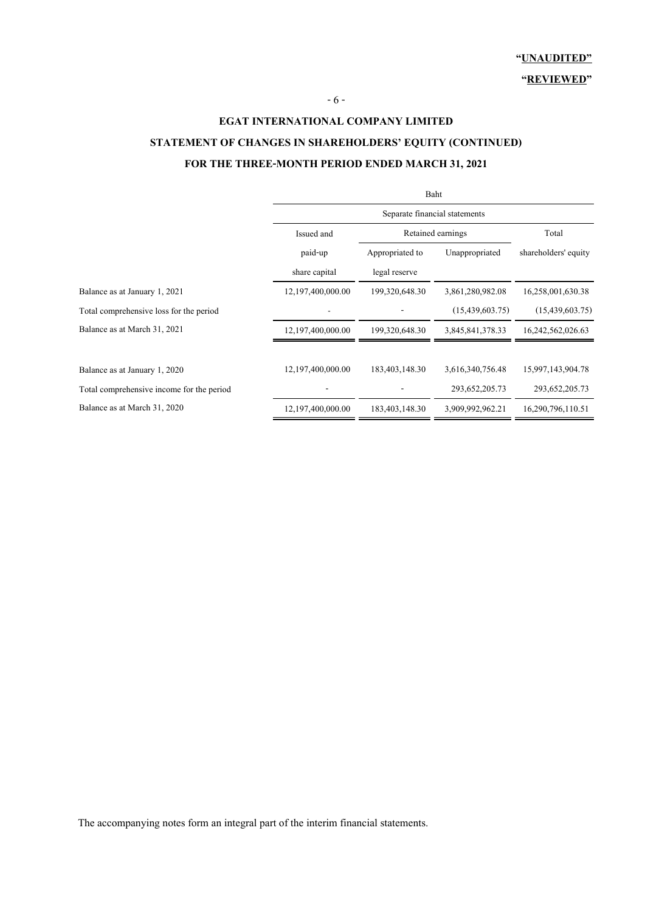**"UNAUDITED"**

**"REVIEWED"**

# EGAT INTERNATIONAL COMPANY LIMITED

## STATEMENT OF CHANGES IN SHAREHOLDERS' EQUITY (CONTINUED)

## FOR THE THREE-MONTH PERIOD ENDED MARCH 31, 2021

| | Baht | | | |
|---|---|---|---|---|
| | Separate financial statements | | | |
| | Issued and paid-up share capital | Retained earnings | | Total shareholders' equity |
| | | Appropriated to legal reserve | Unappropriated | |
| Balance as at January 1, 2021 | 12,197,400,000.00 | 199,320,648.30 | 3,861,280,982.08 | 16,258,001,630.38 |
| Total comprehensive loss for the period | - | - | (15,439,603.75) | (15,439,603.75) |
| Balance as at March 31, 2021 | 12,197,400,000.00 | 199,320,648.30 | 3,845,841,378.33 | 16,242,562,026.63 |
| | | | | |
| Balance as at January 1, 2020 | 12,197,400,000.00 | 183,403,148.30 | 3,616,340,756.48 | 15,997,143,904.78 |
| Total comprehensive income for the period | - | - | 293,652,205.73 | 293,652,205.73 |
| Balance as at March 31, 2020 | 12,197,400,000.00 | 183,403,148.30 | 3,909,992,962.21 | 16,290,796,110.51 |

The accompanying notes form an integral part of the interim financial statements.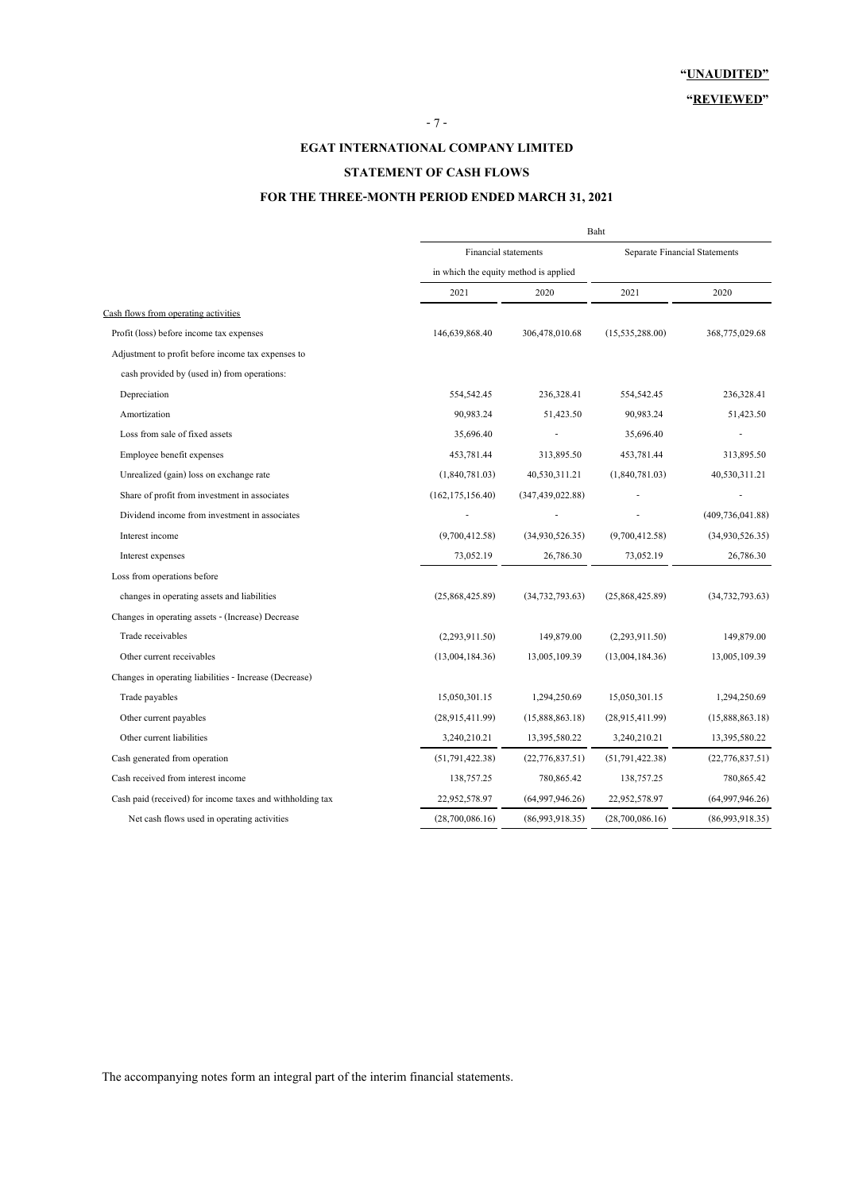**"UNAUDITED"**

**"REVIEWED"**

**EGAT INTERNATIONAL COMPANY LIMITED**

**STATEMENT OF CASH FLOWS**

**FOR THE THREE-MONTH PERIOD ENDED MARCH 31, 2021**

| | Baht | | | |
|---|---|---|---|---|
| | Financial statements in which the equity method is applied | | Separate Financial Statements | |
| | 2021 | 2020 | 2021 | 2020 |
| Cash flows from operating activities | | | | |
| Profit (loss) before income tax expenses | 146,639,868.40 | 306,478,010.68 | (15,535,288.00) | 368,775,029.68 |
| Adjustment to profit before income tax expenses to | | | | |
| cash provided by (used in) from operations: | | | | |
| Depreciation | 554,542.45 | 236,328.41 | 554,542.45 | 236,328.41 |
| Amortization | 90,983.24 | 51,423.50 | 90,983.24 | 51,423.50 |
| Loss from sale of fixed assets | 35,696.40 | - | 35,696.40 | - |
| Employee benefit expenses | 453,781.44 | 313,895.50 | 453,781.44 | 313,895.50 |
| Unrealized (gain) loss on exchange rate | (1,840,781.03) | 40,530,311.21 | (1,840,781.03) | 40,530,311.21 |
| Share of profit from investment in associates | (162,175,156.40) | (347,439,022.88) | - | - |
| Dividend income from investment in associates | - | - | - | (409,736,041.88) |
| Interest income | (9,700,412.58) | (34,930,526.35) | (9,700,412.58) | (34,930,526.35) |
| Interest expenses | 73,052.19 | 26,786.30 | 73,052.19 | 26,786.30 |
| Loss from operations before | | | | |
| changes in operating assets and liabilities | (25,868,425.89) | (34,732,793.63) | (25,868,425.89) | (34,732,793.63) |
| Changes in operating assets - (Increase) Decrease | | | | |
| Trade receivables | (2,293,911.50) | 149,879.00 | (2,293,911.50) | 149,879.00 |
| Other current receivables | (13,004,184.36) | 13,005,109.39 | (13,004,184.36) | 13,005,109.39 |
| Changes in operating liabilities - Increase (Decrease) | | | | |
| Trade payables | 15,050,301.15 | 1,294,250.69 | 15,050,301.15 | 1,294,250.69 |
| Other current payables | (28,915,411.99) | (15,888,863.18) | (28,915,411.99) | (15,888,863.18) |
| Other current liabilities | 3,240,210.21 | 13,395,580.22 | 3,240,210.21 | 13,395,580.22 |
| Cash generated from operation | (51,791,422.38) | (22,776,837.51) | (51,791,422.38) | (22,776,837.51) |
| Cash received from interest income | 138,757.25 | 780,865.42 | 138,757.25 | 780,865.42 |
| Cash paid (received) for income taxes and withholding tax | 22,952,578.97 | (64,997,946.26) | 22,952,578.97 | (64,997,946.26) |
| Net cash flows used in operating activities | (28,700,086.16) | (86,993,918.35) | (28,700,086.16) | (86,993,918.35) |

The accompanying notes form an integral part of the interim financial statements.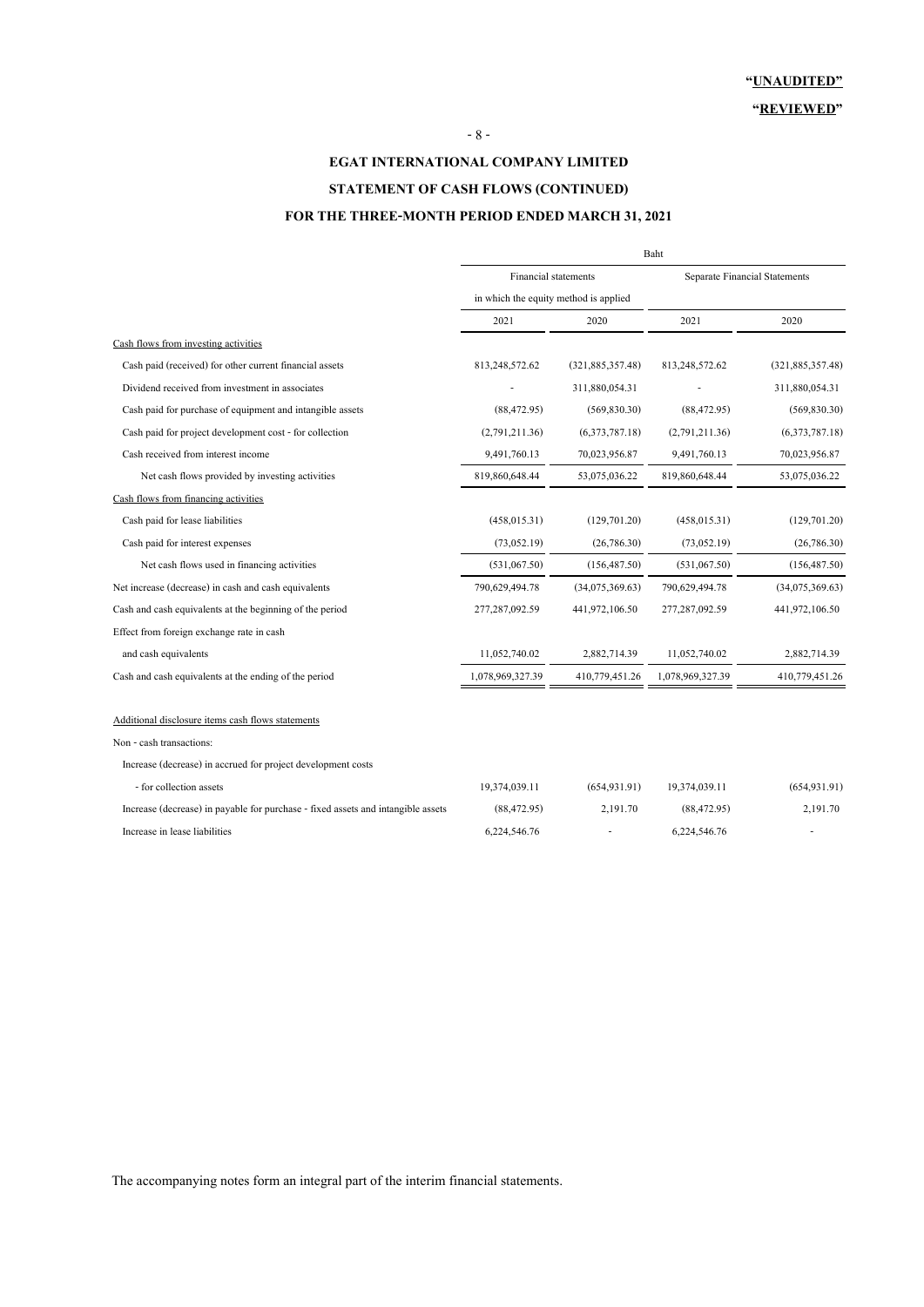**"UNAUDITED"**

**"REVIEWED"**

**EGAT INTERNATIONAL COMPANY LIMITED**

**STATEMENT OF CASH FLOWS (CONTINUED)**

**FOR THE THREE-MONTH PERIOD ENDED MARCH 31, 2021**

| | Baht | | | |
|---|---|---|---|---|
| | Financial statements in which the equity method is applied | | Separate Financial Statements | |
| | 2021 | 2020 | 2021 | 2020 |
| Cash flows from investing activities | | | | |
| Cash paid (received) for other current financial assets | 813,248,572.62 | (321,885,357.48) | 813,248,572.62 | (321,885,357.48) |
| Dividend received from investment in associates | - | 311,880,054.31 | - | 311,880,054.31 |
| Cash paid for purchase of equipment and intangible assets | (88,472.95) | (569,830.30) | (88,472.95) | (569,830.30) |
| Cash paid for project development cost - for collection | (2,791,211.36) | (6,373,787.18) | (2,791,211.36) | (6,373,787.18) |
| Cash received from interest income | 9,491,760.13 | 70,023,956.87 | 9,491,760.13 | 70,023,956.87 |
| Net cash flows provided by investing activities | 819,860,648.44 | 53,075,036.22 | 819,860,648.44 | 53,075,036.22 |
| Cash flows from financing activities | | | | |
| Cash paid for lease liabilities | (458,015.31) | (129,701.20) | (458,015.31) | (129,701.20) |
| Cash paid for interest expenses | (73,052.19) | (26,786.30) | (73,052.19) | (26,786.30) |
| Net cash flows used in financing activities | (531,067.50) | (156,487.50) | (531,067.50) | (156,487.50) |
| Net increase (decrease) in cash and cash equivalents | 790,629,494.78 | (34,075,369.63) | 790,629,494.78 | (34,075,369.63) |
| Cash and cash equivalents at the beginning of the period | 277,287,092.59 | 441,972,106.50 | 277,287,092.59 | 441,972,106.50 |
| Effect from foreign exchange rate in cash and cash equivalents | 11,052,740.02 | 2,882,714.39 | 11,052,740.02 | 2,882,714.39 |
| Cash and cash equivalents at the ending of the period | 1,078,969,327.39 | 410,779,451.26 | 1,078,969,327.39 | 410,779,451.26 |
| | | | | |
| Additional disclosure items cash flows statements | | | | |
| Non - cash transactions: | | | | |
| Increase (decrease) in accrued for project development costs - for collection assets | 19,374,039.11 | (654,931.91) | 19,374,039.11 | (654,931.91) |
| Increase (decrease) in payable for purchase - fixed assets and intangible assets | (88,472.95) | 2,191.70 | (88,472.95) | 2,191.70 |
| Increase in lease liabilities | 6,224,546.76 | - | 6,224,546.76 | - |

The accompanying notes form an integral part of the interim financial statements.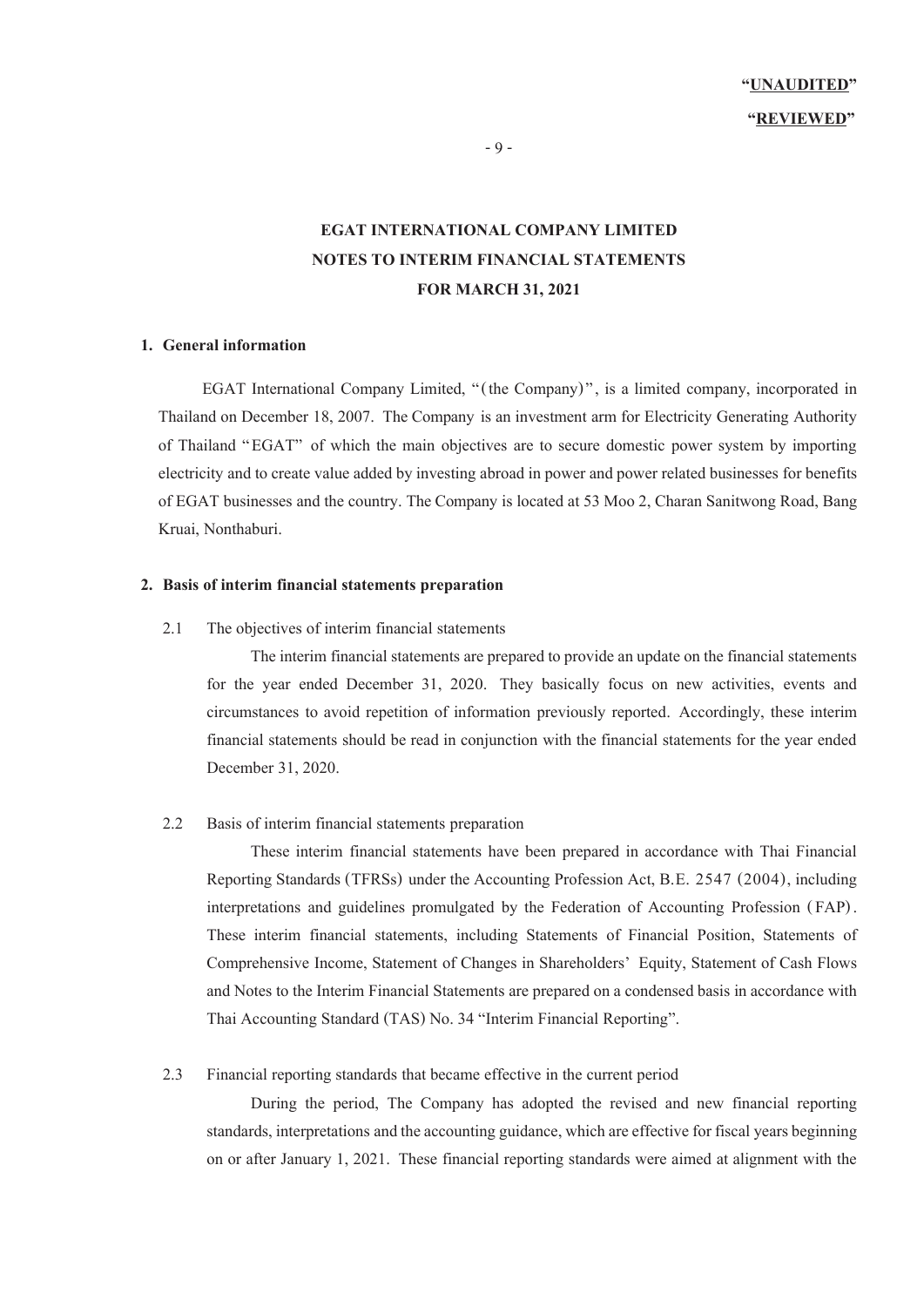**"UNAUDITED"**

**"REVIEWED"**

**EGAT INTERNATIONAL COMPANY LIMITED**
**NOTES TO INTERIM FINANCIAL STATEMENTS**
**FOR MARCH 31, 2021**

## 1. General information

EGAT International Company Limited, "(the Company)", is a limited company, incorporated in Thailand on December 18, 2007. The Company is an investment arm for Electricity Generating Authority of Thailand "EGAT" of which the main objectives are to secure domestic power system by importing electricity and to create value added by investing abroad in power and power related businesses for benefits of EGAT businesses and the country. The Company is located at 53 Moo 2, Charan Sanitwong Road, Bang Kruai, Nonthaburi.

## 2. Basis of interim financial statements preparation

2.1 The objectives of interim financial statements

The interim financial statements are prepared to provide an update on the financial statements for the year ended December 31, 2020. They basically focus on new activities, events and circumstances to avoid repetition of information previously reported. Accordingly, these interim financial statements should be read in conjunction with the financial statements for the year ended December 31, 2020.

2.2 Basis of interim financial statements preparation

These interim financial statements have been prepared in accordance with Thai Financial Reporting Standards (TFRSs) under the Accounting Profession Act, B.E. 2547 (2004), including interpretations and guidelines promulgated by the Federation of Accounting Profession (FAP). These interim financial statements, including Statements of Financial Position, Statements of Comprehensive Income, Statement of Changes in Shareholders' Equity, Statement of Cash Flows and Notes to the Interim Financial Statements are prepared on a condensed basis in accordance with Thai Accounting Standard (TAS) No. 34 "Interim Financial Reporting".

2.3 Financial reporting standards that became effective in the current period

During the period, The Company has adopted the revised and new financial reporting standards, interpretations and the accounting guidance, which are effective for fiscal years beginning on or after January 1, 2021. These financial reporting standards were aimed at alignment with the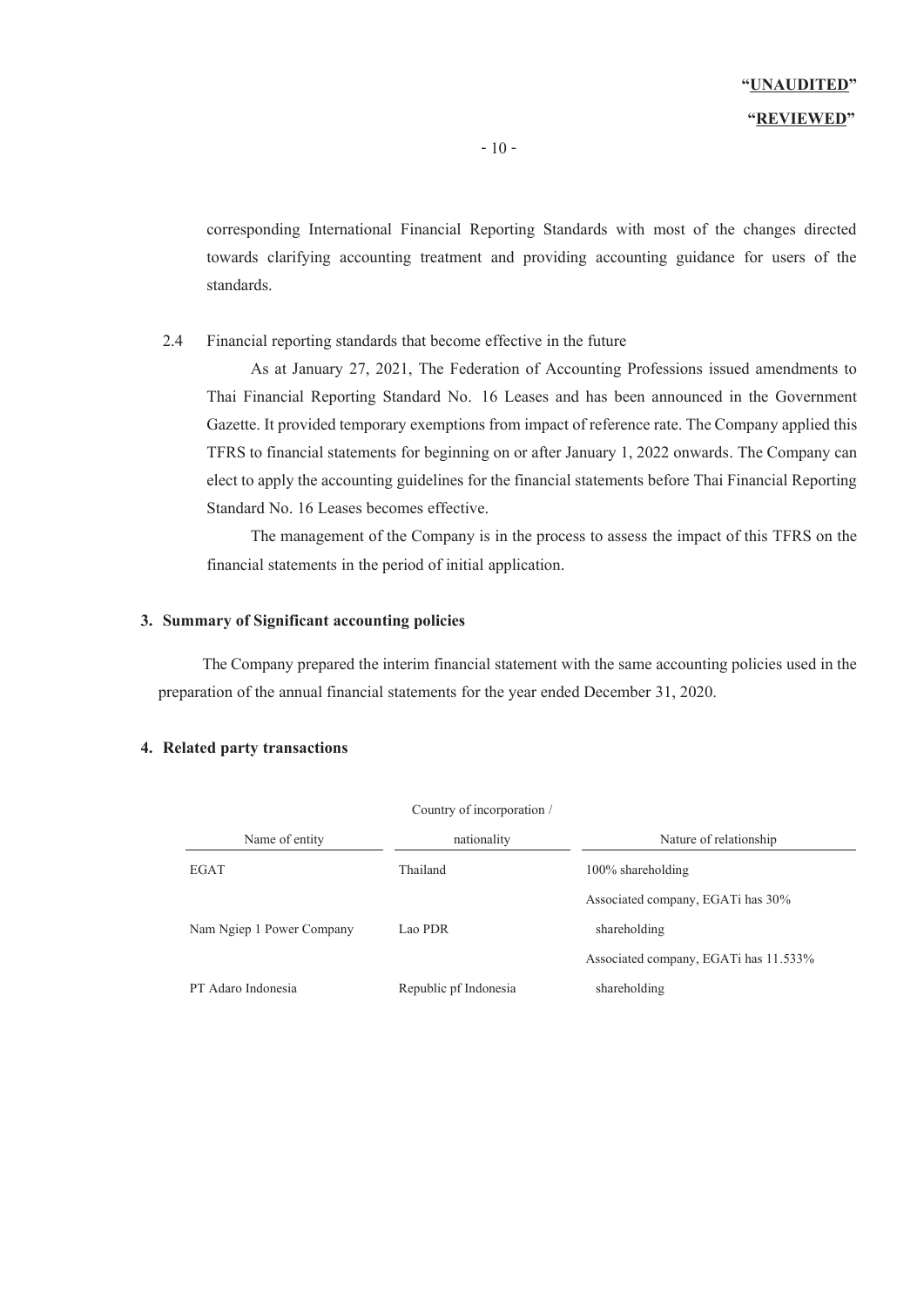corresponding International Financial Reporting Standards with most of the changes directed towards clarifying accounting treatment and providing accounting guidance for users of the standards.

2.4 Financial reporting standards that become effective in the future

As at January 27, 2021, The Federation of Accounting Professions issued amendments to Thai Financial Reporting Standard No. 16 Leases and has been announced in the Government Gazette. It provided temporary exemptions from impact of reference rate. The Company applied this TFRS to financial statements for beginning on or after January 1, 2022 onwards. The Company can elect to apply the accounting guidelines for the financial statements before Thai Financial Reporting Standard No. 16 Leases becomes effective.

The management of the Company is in the process to assess the impact of this TFRS on the financial statements in the period of initial application.

## 3. Summary of Significant accounting policies

The Company prepared the interim financial statement with the same accounting policies used in the preparation of the annual financial statements for the year ended December 31, 2020.

## 4. Related party transactions

| Name of entity | Country of incorporation / nationality | Nature of relationship |
|---|---|---|
| EGAT | Thailand | 100% shareholding |
| Nam Ngiep 1 Power Company | Lao PDR | Associated company, EGATi has 30% shareholding |
| PT Adaro Indonesia | Republic pf Indonesia | Associated company, EGATi has 11.533% shareholding |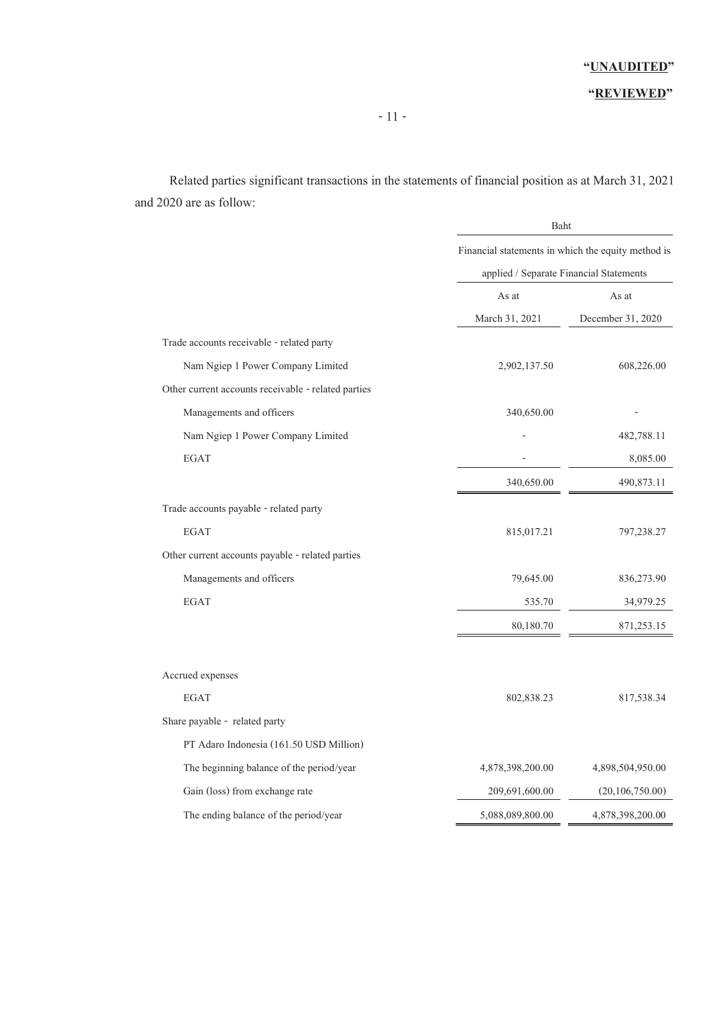**"UNAUDITED"**

**"REVIEWED"**

Related parties significant transactions in the statements of financial position as at March 31, 2021 and 2020 are as follow:

| | Baht | |
|---|---|---|
| | Financial statements in which the equity method is applied / Separate Financial Statements | |
| | As at March 31, 2021 | As at December 31, 2020 |
| Trade accounts receivable - related party | | |
| Nam Ngiep 1 Power Company Limited | 2,902,137.50 | 608,226.00 |
| Other current accounts receivable - related parties | | |
| Managements and officers | 340,650.00 | - |
| Nam Ngiep 1 Power Company Limited | - | 482,788.11 |
| EGAT | - | 8,085.00 |
| | 340,650.00 | 490,873.11 |
| Trade accounts payable - related party | | |
| EGAT | 815,017.21 | 797,238.27 |
| Other current accounts payable - related parties | | |
| Managements and officers | 79,645.00 | 836,273.90 |
| EGAT | 535.70 | 34,979.25 |
| | 80,180.70 | 871,253.15 |
| Accrued expenses | | |
| EGAT | 802,838.23 | 817,538.34 |
| Share payable - related party | | |
| PT Adaro Indonesia (161.50 USD Million) | | |
| The beginning balance of the period/year | 4,878,398,200.00 | 4,898,504,950.00 |
| Gain (loss) from exchange rate | 209,691,600.00 | (20,106,750.00) |
| The ending balance of the period/year | 5,088,089,800.00 | 4,878,398,200.00 |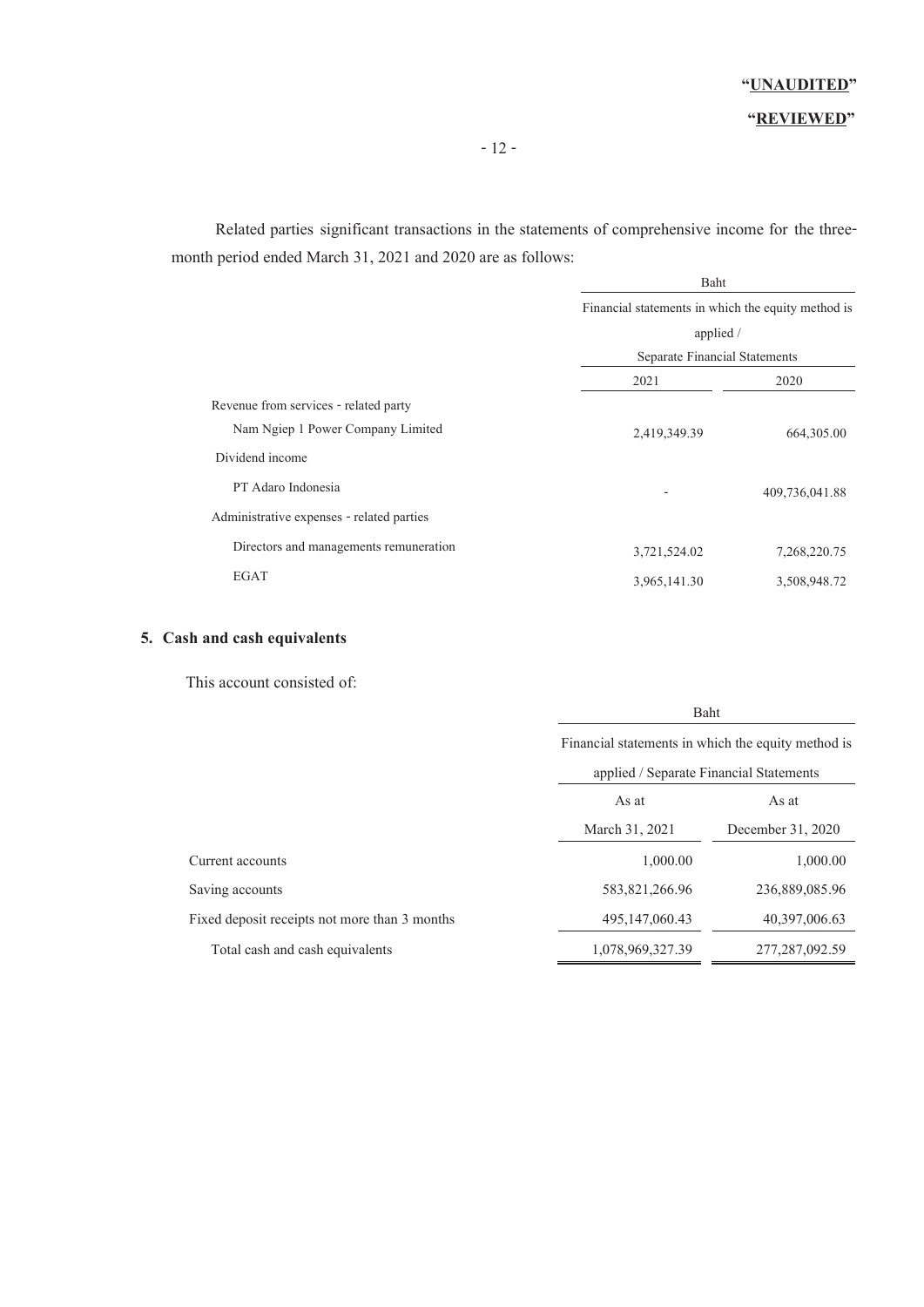"**UNAUDITED**"

"**REVIEWED**"

Related parties significant transactions in the statements of comprehensive income for the three-month period ended March 31, 2021 and 2020 are as follows:

| | Baht | |
|---|---|---|
| | Financial statements in which the equity method is applied / Separate Financial Statements | |
| | 2021 | 2020 |
| Revenue from services - related party | | |
| Nam Ngiep 1 Power Company Limited | 2,419,349.39 | 664,305.00 |
| Dividend income | | |
| PT Adaro Indonesia | - | 409,736,041.88 |
| Administrative expenses - related parties | | |
| Directors and managements remuneration | 3,721,524.02 | 7,268,220.75 |
| EGAT | 3,965,141.30 | 3,508,948.72 |

## 5. Cash and cash equivalents

This account consisted of:

| | Baht | |
|---|---|---|
| | Financial statements in which the equity method is applied / Separate Financial Statements | |
| | As at March 31, 2021 | As at December 31, 2020 |
| Current accounts | 1,000.00 | 1,000.00 |
| Saving accounts | 583,821,266.96 | 236,889,085.96 |
| Fixed deposit receipts not more than 3 months | 495,147,060.43 | 40,397,006.63 |
| Total cash and cash equivalents | 1,078,969,327.39 | 277,287,092.59 |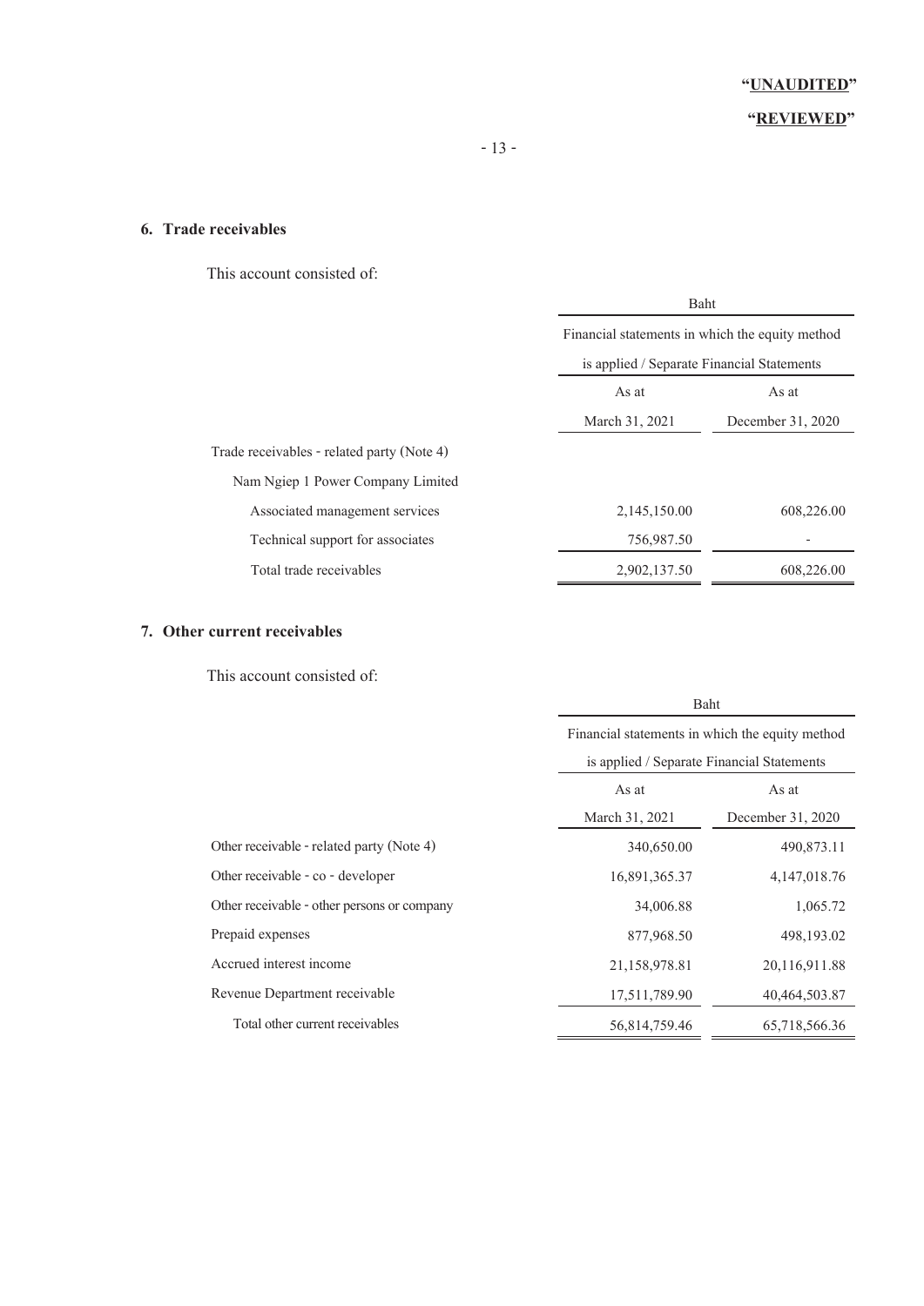"UNAUDITED"

"REVIEWED"

### 6. Trade receivables

This account consisted of:

| | Baht | |
|---|---|---|
| | Financial statements in which the equity method is applied / Separate Financial Statements | |
| | As at March 31, 2021 | As at December 31, 2020 |
| Trade receivables - related party (Note 4) | | |
| Nam Ngiep 1 Power Company Limited | | |
| Associated management services | 2,145,150.00 | 608,226.00 |
| Technical support for associates | 756,987.50 | - |
| Total trade receivables | 2,902,137.50 | 608,226.00 |

### 7. Other current receivables

This account consisted of:

| | Baht | |
|---|---|---|
| | Financial statements in which the equity method is applied / Separate Financial Statements | |
| | As at March 31, 2021 | As at December 31, 2020 |
| Other receivable - related party (Note 4) | 340,650.00 | 490,873.11 |
| Other receivable - co - developer | 16,891,365.37 | 4,147,018.76 |
| Other receivable - other persons or company | 34,006.88 | 1,065.72 |
| Prepaid expenses | 877,968.50 | 498,193.02 |
| Accrued interest income | 21,158,978.81 | 20,116,911.88 |
| Revenue Department receivable | 17,511,789.90 | 40,464,503.87 |
| Total other current receivables | 56,814,759.46 | 65,718,566.36 |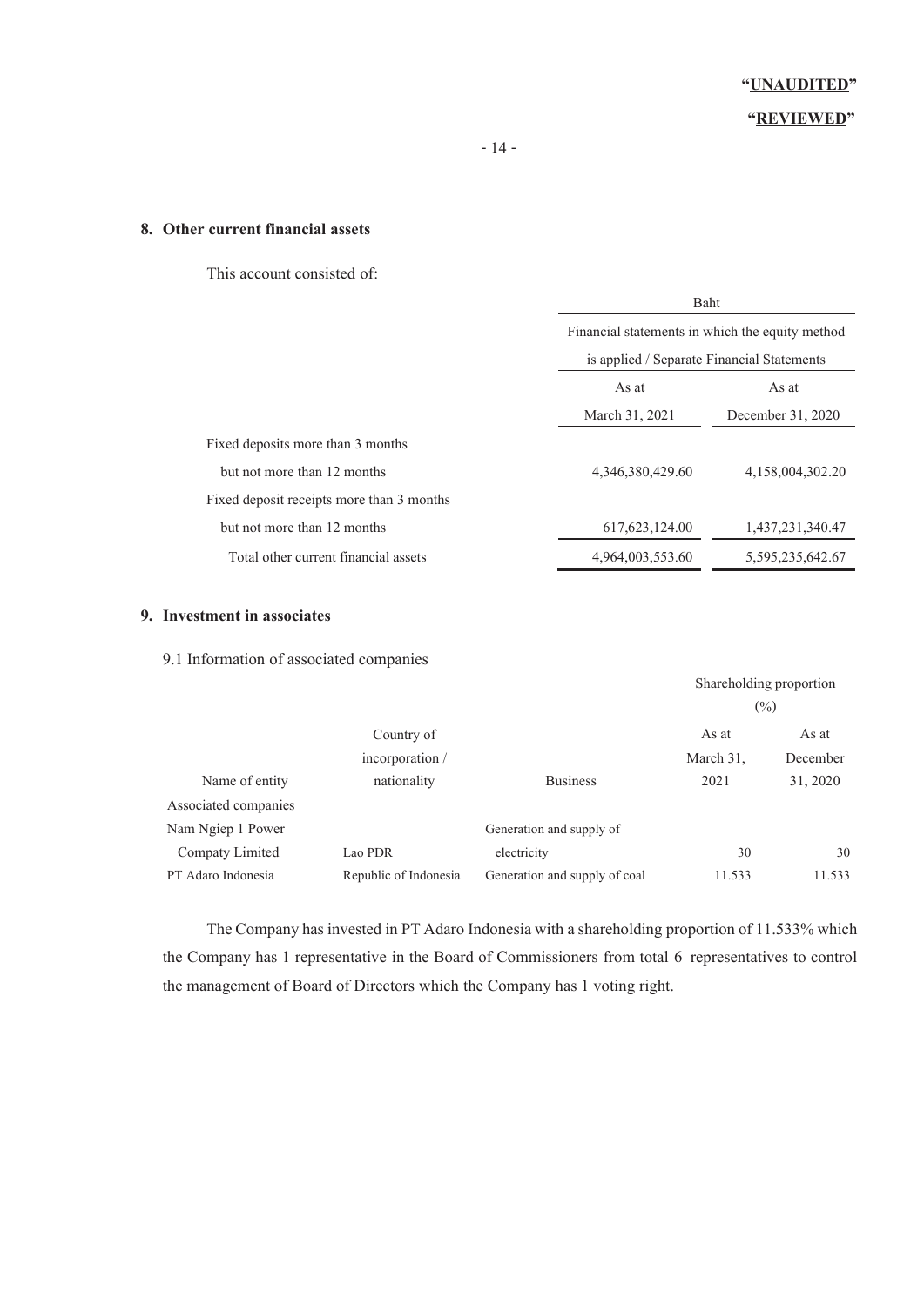"UNAUDITED"

"REVIEWED"

## 8. Other current financial assets

This account consisted of:

| | Baht | |
|---|---|---|
| | Financial statements in which the equity method is applied / Separate Financial Statements | |
| | As at March 31, 2021 | As at December 31, 2020 |
| Fixed deposits more than 3 months but not more than 12 months | 4,346,380,429.60 | 4,158,004,302.20 |
| Fixed deposit receipts more than 3 months but not more than 12 months | 617,623,124.00 | 1,437,231,340.47 |
| Total other current financial assets | 4,964,003,553.60 | 5,595,235,642.67 |

## 9. Investment in associates

9.1 Information of associated companies

| | | | Shareholding proportion (%) | |
|---|---|---|---|---|
| Name of entity | Country of incorporation / nationality | Business | As at March 31, 2021 | As at December 31, 2020 |
| Associated companies | | | | |
| Nam Ngiep 1 Power Compaty Limited | Lao PDR | Generation and supply of electricity | 30 | 30 |
| PT Adaro Indonesia | Republic of Indonesia | Generation and supply of coal | 11.533 | 11.533 |

The Company has invested in PT Adaro Indonesia with a shareholding proportion of 11.533% which the Company has 1 representative in the Board of Commissioners from total 6 representatives to control the management of Board of Directors which the Company has 1 voting right.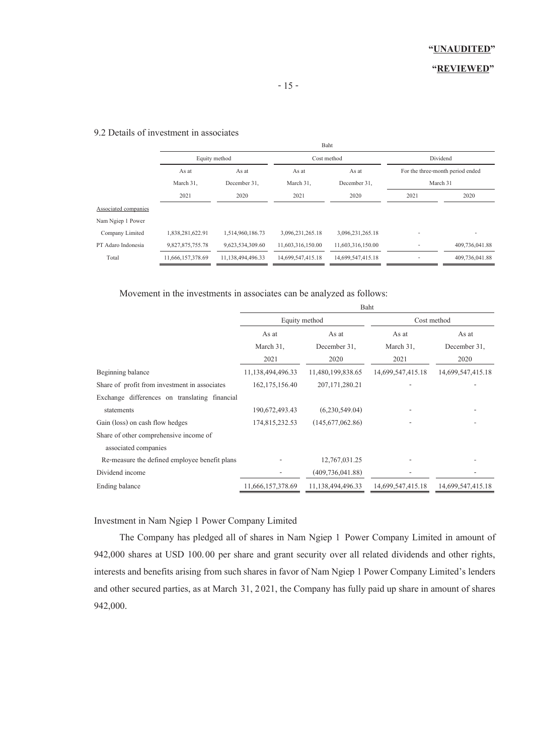"UNAUDITED"

"REVIEWED"

9.2 Details of investment in associates

| | Baht | | | | | |
|---|---|---|---|---|---|---|
| | Equity method | | Cost method | | Dividend | |
| | As at March 31, 2021 | As at December 31, 2020 | As at March 31, 2021 | As at December 31, 2020 | For the three-month period ended March 31 2021 | 2020 |
| Associated companies | | | | | | |
| Nam Ngiep 1 Power Company Limited | 1,838,281,622.91 | 1,514,960,186.73 | 3,096,231,265.18 | 3,096,231,265.18 | - | - |
| PT Adaro Indonesia | 9,827,875,755.78 | 9,623,534,309.60 | 11,603,316,150.00 | 11,603,316,150.00 | - | 409,736,041.88 |
| Total | 11,666,157,378.69 | 11,138,494,496.33 | 14,699,547,415.18 | 14,699,547,415.18 | - | 409,736,041.88 |

Movement in the investments in associates can be analyzed as follows:

| | Baht | | | |
|---|---|---|---|---|
| | Equity method | | Cost method | |
| | As at March 31, 2021 | As at December 31, 2020 | As at March 31, 2021 | As at December 31, 2020 |
| Beginning balance | 11,138,494,496.33 | 11,480,199,838.65 | 14,699,547,415.18 | 14,699,547,415.18 |
| Share of profit from investment in associates | 162,175,156.40 | 207,171,280.21 | - | - |
| Exchange differences on translating financial statements | 190,672,493.43 | (6,230,549.04) | - | - |
| Gain (loss) on cash flow hedges | 174,815,232.53 | (145,677,062.86) | - | - |
| Share of other comprehensive income of associated companies | | | | |
| Re-measure the defined employee benefit plans | - | 12,767,031.25 | - | - |
| Dividend income | - | (409,736,041.88) | - | - |
| Ending balance | 11,666,157,378.69 | 11,138,494,496.33 | 14,699,547,415.18 | 14,699,547,415.18 |

Investment in Nam Ngiep 1 Power Company Limited

The Company has pledged all of shares in Nam Ngiep 1 Power Company Limited in amount of 942,000 shares at USD 100.00 per share and grant security over all related dividends and other rights, interests and benefits arising from such shares in favor of Nam Ngiep 1 Power Company Limited's lenders and other secured parties, as at March 31, 2021, the Company has fully paid up share in amount of shares 942,000.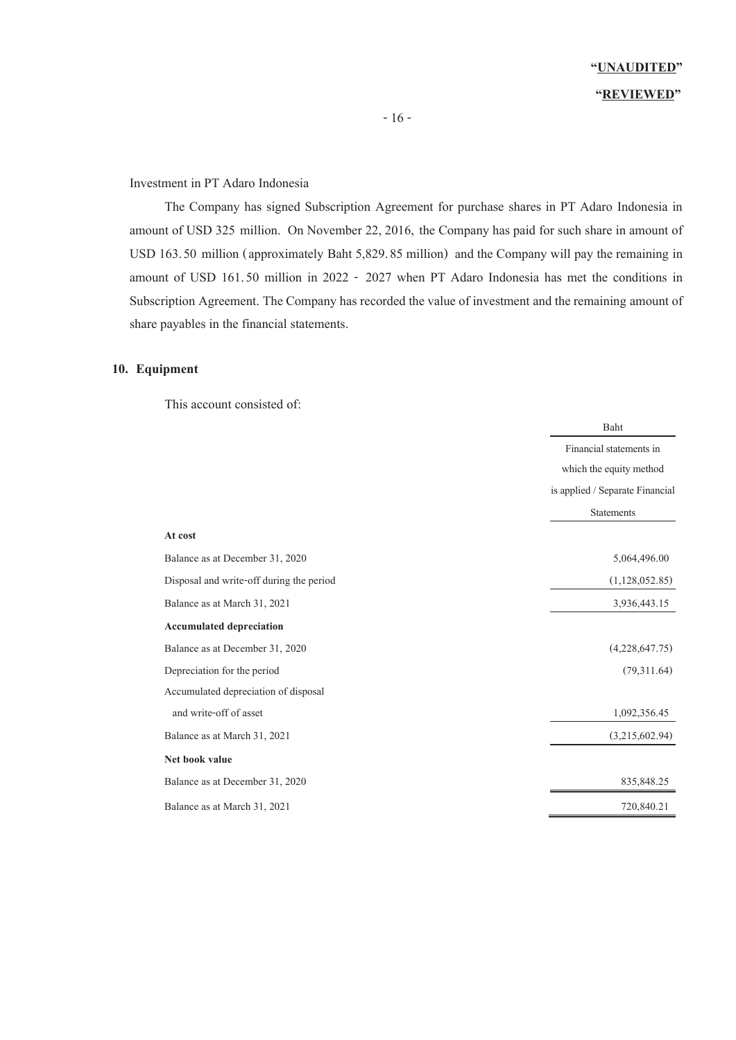"UNAUDITED"

"REVIEWED"

Investment in PT Adaro Indonesia

The Company has signed Subscription Agreement for purchase shares in PT Adaro Indonesia in amount of USD 325 million. On November 22, 2016, the Company has paid for such share in amount of USD 163.50 million (approximately Baht 5,829.85 million) and the Company will pay the remaining in amount of USD 161.50 million in 2022 - 2027 when PT Adaro Indonesia has met the conditions in Subscription Agreement. The Company has recorded the value of investment and the remaining amount of share payables in the financial statements.

## 10. Equipment

This account consisted of:

| | Baht |
|---|---|
| | Financial statements in which the equity method is applied / Separate Financial Statements |
| **At cost** | |
| Balance as at December 31, 2020 | 5,064,496.00 |
| Disposal and write-off during the period | (1,128,052.85) |
| Balance as at March 31, 2021 | 3,936,443.15 |
| **Accumulated depreciation** | |
| Balance as at December 31, 2020 | (4,228,647.75) |
| Depreciation for the period | (79,311.64) |
| Accumulated depreciation of disposal and write-off of asset | 1,092,356.45 |
| Balance as at March 31, 2021 | (3,215,602.94) |
| **Net book value** | |
| Balance as at December 31, 2020 | 835,848.25 |
| Balance as at March 31, 2021 | 720,840.21 |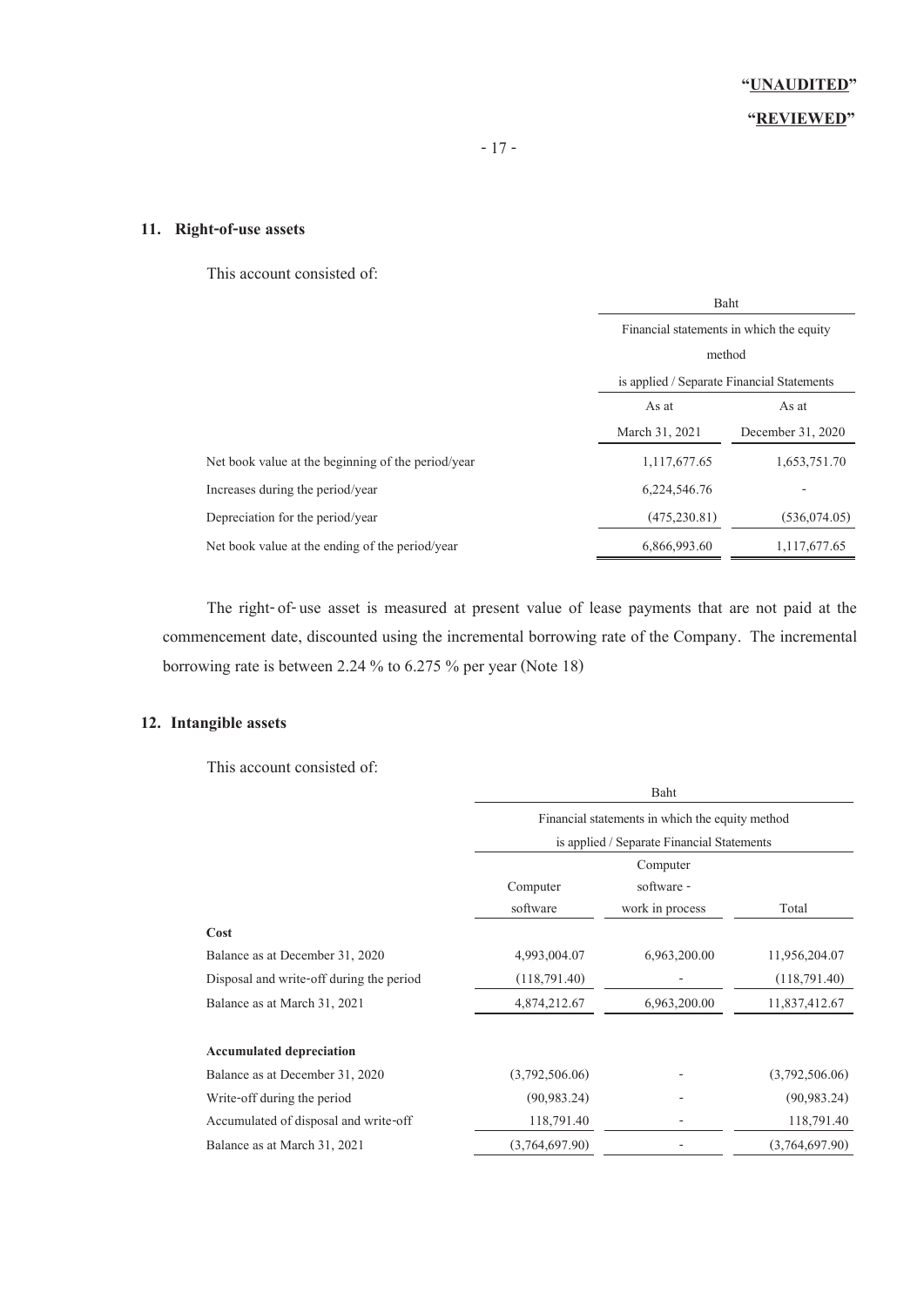"**UNAUDITED**"

"**REVIEWED**"

## 11. Right-of-use assets

This account consisted of:

| | Baht | |
|---|---|---|
| | Financial statements in which the equity method is applied / Separate Financial Statements | |
| | As at March 31, 2021 | As at December 31, 2020 |
| Net book value at the beginning of the period/year | 1,117,677.65 | 1,653,751.70 |
| Increases during the period/year | 6,224,546.76 | - |
| Depreciation for the period/year | (475,230.81) | (536,074.05) |
| Net book value at the ending of the period/year | 6,866,993.60 | 1,117,677.65 |

The right-of-use asset is measured at present value of lease payments that are not paid at the commencement date, discounted using the incremental borrowing rate of the Company. The incremental borrowing rate is between 2.24 % to 6.275 % per year (Note 18)

## 12. Intangible assets

This account consisted of:

| | Baht | | |
|---|---|---|---|
| | Financial statements in which the equity method is applied / Separate Financial Statements | | |
| | Computer software | Computer software - work in process | Total |
| **Cost** | | | |
| Balance as at December 31, 2020 | 4,993,004.07 | 6,963,200.00 | 11,956,204.07 |
| Disposal and write-off during the period | (118,791.40) | - | (118,791.40) |
| Balance as at March 31, 2021 | 4,874,212.67 | 6,963,200.00 | 11,837,412.67 |
| | | | |
| **Accumulated depreciation** | | | |
| Balance as at December 31, 2020 | (3,792,506.06) | - | (3,792,506.06) |
| Write-off during the period | (90,983.24) | - | (90,983.24) |
| Accumulated of disposal and write-off | 118,791.40 | - | 118,791.40 |
| Balance as at March 31, 2021 | (3,764,697.90) | - | (3,764,697.90) |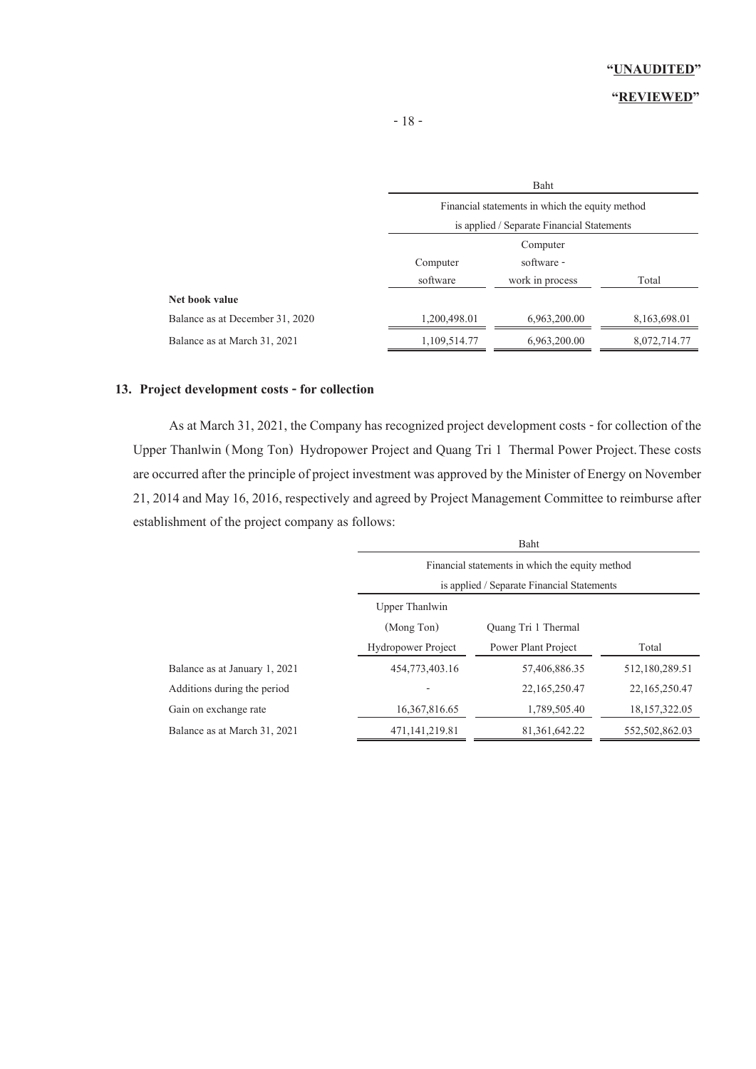**"UNAUDITED"**

**"REVIEWED"**

| | Baht | | |
|---|---|---|---|
| | Financial statements in which the equity method is applied / Separate Financial Statements | | |
| | Computer software | Computer software - work in process | Total |
| **Net book value** | | | |
| Balance as at December 31, 2020 | 1,200,498.01 | 6,963,200.00 | 8,163,698.01 |
| Balance as at March 31, 2021 | 1,109,514.77 | 6,963,200.00 | 8,072,714.77 |

## 13. Project development costs - for collection

As at March 31, 2021, the Company has recognized project development costs - for collection of the Upper Thanlwin (Mong Ton) Hydropower Project and Quang Tri 1 Thermal Power Project. These costs are occurred after the principle of project investment was approved by the Minister of Energy on November 21, 2014 and May 16, 2016, respectively and agreed by Project Management Committee to reimburse after establishment of the project company as follows:

| | Baht | | |
|---|---|---|---|
| | Financial statements in which the equity method is applied / Separate Financial Statements | | |
| | Upper Thanlwin (Mong Ton) Hydropower Project | Quang Tri 1 Thermal Power Plant Project | Total |
| Balance as at January 1, 2021 | 454,773,403.16 | 57,406,886.35 | 512,180,289.51 |
| Additions during the period | - | 22,165,250.47 | 22,165,250.47 |
| Gain on exchange rate | 16,367,816.65 | 1,789,505.40 | 18,157,322.05 |
| Balance as at March 31, 2021 | 471,141,219.81 | 81,361,642.22 | 552,502,862.03 |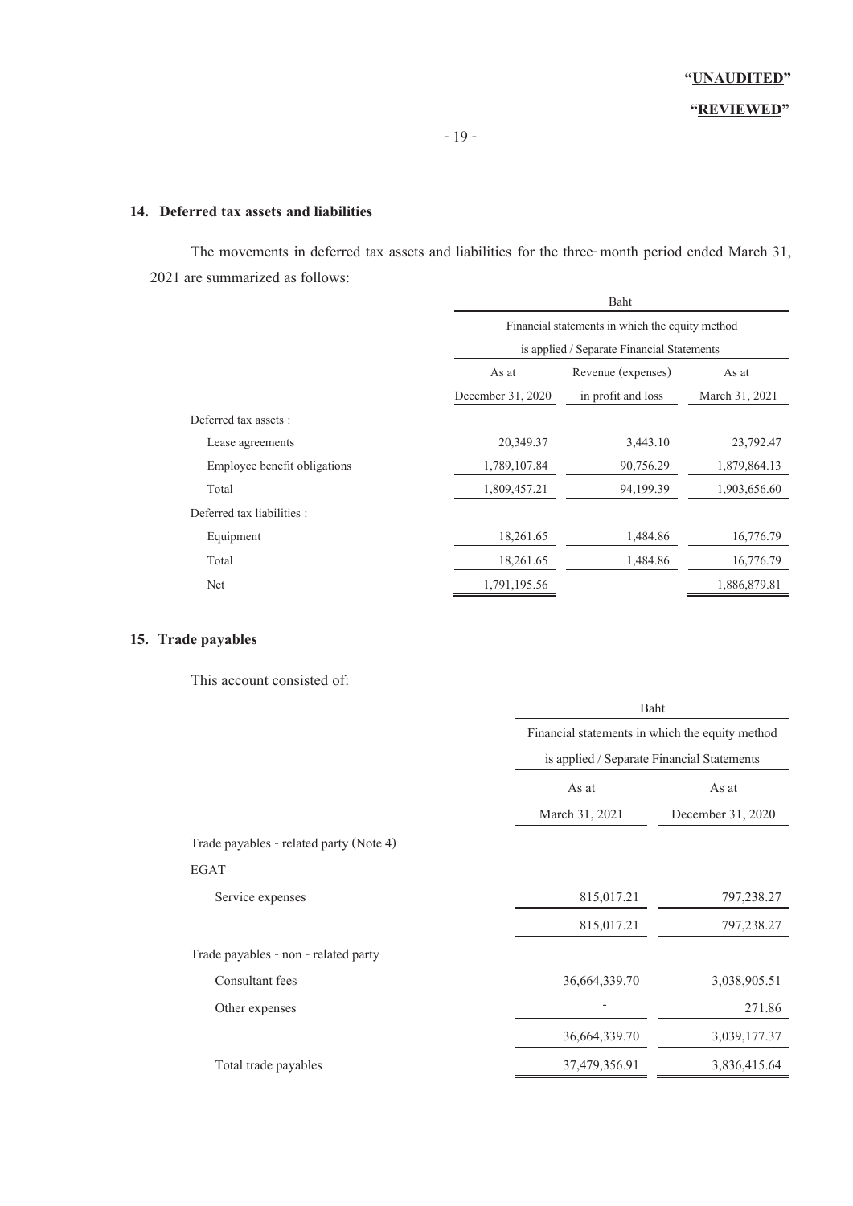"**UNAUDITED**"

"**REVIEWED**"

## 14. Deferred tax assets and liabilities

The movements in deferred tax assets and liabilities for the three-month period ended March 31, 2021 are summarized as follows:

| | Baht | | |
|---|---|---|---|
| | Financial statements in which the equity method is applied / Separate Financial Statements | | |
| | As at December 31, 2020 | Revenue (expenses) in profit and loss | As at March 31, 2021 |
| Deferred tax assets : | | | |
| Lease agreements | 20,349.37 | 3,443.10 | 23,792.47 |
| Employee benefit obligations | 1,789,107.84 | 90,756.29 | 1,879,864.13 |
| Total | 1,809,457.21 | 94,199.39 | 1,903,656.60 |
| Deferred tax liabilities : | | | |
| Equipment | 18,261.65 | 1,484.86 | 16,776.79 |
| Total | 18,261.65 | 1,484.86 | 16,776.79 |
| Net | 1,791,195.56 | | 1,886,879.81 |

## 15. Trade payables

This account consisted of:

| | Baht | |
|---|---|---|
| | Financial statements in which the equity method is applied / Separate Financial Statements | |
| | As at March 31, 2021 | As at December 31, 2020 |
| Trade payables - related party (Note 4) | | |
| EGAT | | |
| Service expenses | 815,017.21 | 797,238.27 |
| | 815,017.21 | 797,238.27 |
| Trade payables - non - related party | | |
| Consultant fees | 36,664,339.70 | 3,038,905.51 |
| Other expenses | - | 271.86 |
| | 36,664,339.70 | 3,039,177.37 |
| Total trade payables | 37,479,356.91 | 3,836,415.64 |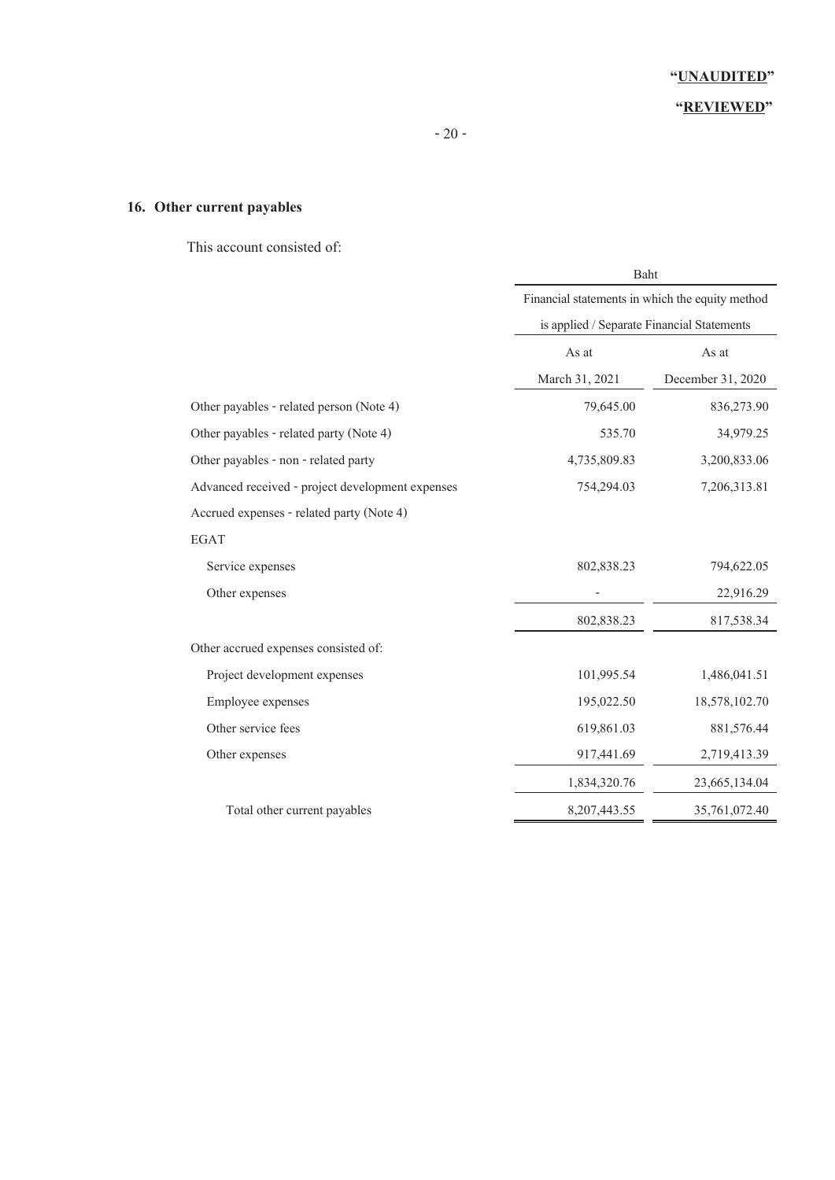"UNAUDITED"

"REVIEWED"

## 16. Other current payables

This account consisted of:

| | Baht | |
|---|---|---|
| | Financial statements in which the equity method is applied / Separate Financial Statements | |
| | As at March 31, 2021 | As at December 31, 2020 |
| Other payables - related person (Note 4) | 79,645.00 | 836,273.90 |
| Other payables - related party (Note 4) | 535.70 | 34,979.25 |
| Other payables - non - related party | 4,735,809.83 | 3,200,833.06 |
| Advanced received - project development expenses | 754,294.03 | 7,206,313.81 |
| Accrued expenses - related party (Note 4) | | |
| EGAT | | |
| Service expenses | 802,838.23 | 794,622.05 |
| Other expenses | - | 22,916.29 |
| | 802,838.23 | 817,538.34 |
| Other accrued expenses consisted of: | | |
| Project development expenses | 101,995.54 | 1,486,041.51 |
| Employee expenses | 195,022.50 | 18,578,102.70 |
| Other service fees | 619,861.03 | 881,576.44 |
| Other expenses | 917,441.69 | 2,719,413.39 |
| | 1,834,320.76 | 23,665,134.04 |
| Total other current payables | 8,207,443.55 | 35,761,072.40 |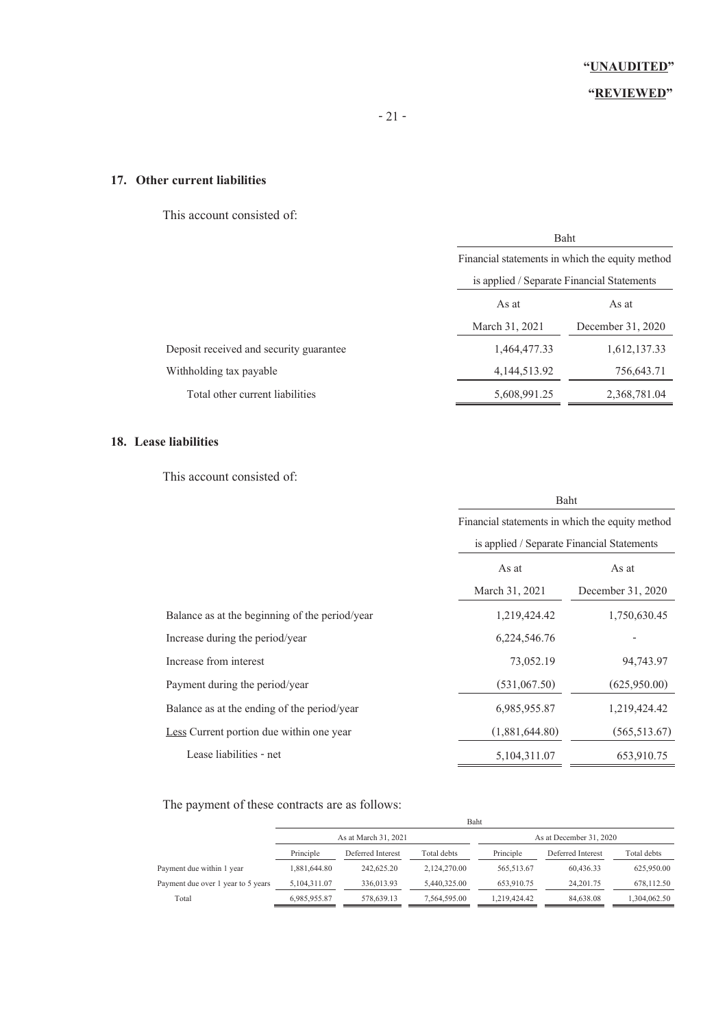"UNAUDITED"

"REVIEWED"

## 17. Other current liabilities

This account consisted of:

| | Baht | |
|---|---|---|
| | Financial statements in which the equity method is applied / Separate Financial Statements | |
| | As at March 31, 2021 | As at December 31, 2020 |
| Deposit received and security guarantee | 1,464,477.33 | 1,612,137.33 |
| Withholding tax payable | 4,144,513.92 | 756,643.71 |
| Total other current liabilities | 5,608,991.25 | 2,368,781.04 |

## 18. Lease liabilities

This account consisted of:

| | Baht | |
|---|---|---|
| | Financial statements in which the equity method is applied / Separate Financial Statements | |
| | As at March 31, 2021 | As at December 31, 2020 |
| Balance as at the beginning of the period/year | 1,219,424.42 | 1,750,630.45 |
| Increase during the period/year | 6,224,546.76 | - |
| Increase from interest | 73,052.19 | 94,743.97 |
| Payment during the period/year | (531,067.50) | (625,950.00) |
| Balance as at the ending of the period/year | 6,985,955.87 | 1,219,424.42 |
| Less Current portion due within one year | (1,881,644.80) | (565,513.67) |
| Lease liabilities - net | 5,104,311.07 | 653,910.75 |

The payment of these contracts are as follows:

| | Baht | | | | | |
|---|---|---|---|---|---|---|
| | As at March 31, 2021 | | | As at December 31, 2020 | | |
| | Principle | Deferred Interest | Total debts | Principle | Deferred Interest | Total debts |
| Payment due within 1 year | 1,881,644.80 | 242,625.20 | 2,124,270.00 | 565,513.67 | 60,436.33 | 625,950.00 |
| Payment due over 1 year to 5 years | 5,104,311.07 | 336,013.93 | 5,440,325.00 | 653,910.75 | 24,201.75 | 678,112.50 |
| Total | 6,985,955.87 | 578,639.13 | 7,564,595.00 | 1,219,424.42 | 84,638.08 | 1,304,062.50 |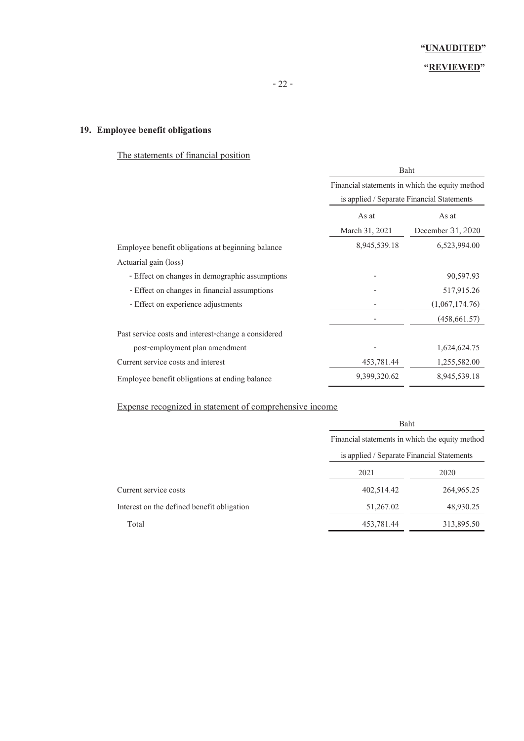"UNAUDITED"

"REVIEWED"

## 19. Employee benefit obligations

The statements of financial position

| | Baht | |
|---|---|---|
| | Financial statements in which the equity method is applied / Separate Financial Statements | |
| | As at March 31, 2021 | As at December 31, 2020 |
| Employee benefit obligations at beginning balance | 8,945,539.18 | 6,523,994.00 |
| Actuarial gain (loss) | | |
| - Effect on changes in demographic assumptions | - | 90,597.93 |
| - Effect on changes in financial assumptions | - | 517,915.26 |
| - Effect on experience adjustments | - | (1,067,174.76) |
| | - | (458,661.57) |
| Past service costs and interest-change a considered post-employment plan amendment | - | 1,624,624.75 |
| Current service costs and interest | 453,781.44 | 1,255,582.00 |
| Employee benefit obligations at ending balance | 9,399,320.62 | 8,945,539.18 |

Expense recognized in statement of comprehensive income

| | Baht | |
|---|---|---|
| | Financial statements in which the equity method is applied / Separate Financial Statements | |
| | 2021 | 2020 |
| Current service costs | 402,514.42 | 264,965.25 |
| Interest on the defined benefit obligation | 51,267.02 | 48,930.25 |
| Total | 453,781.44 | 313,895.50 |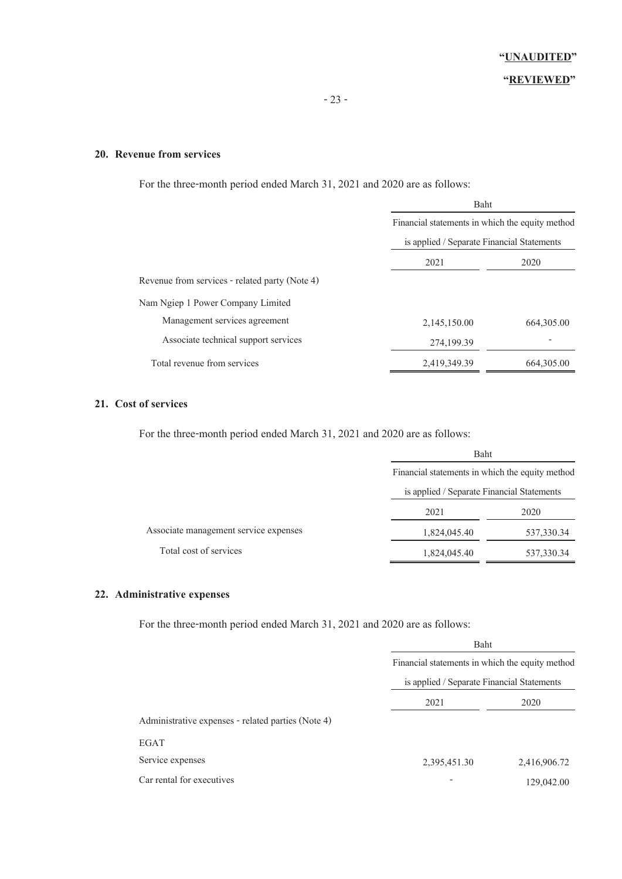"UNAUDITED"

"REVIEWED"

## 20. Revenue from services

For the three-month period ended March 31, 2021 and 2020 are as follows:

| | Baht | |
|---|---|---|
| | Financial statements in which the equity method is applied / Separate Financial Statements | |
| | 2021 | 2020 |
| Revenue from services - related party (Note 4) | | |
| Nam Ngiep 1 Power Company Limited | | |
| Management services agreement | 2,145,150.00 | 664,305.00 |
| Associate technical support services | 274,199.39 | - |
| Total revenue from services | 2,419,349.39 | 664,305.00 |

## 21. Cost of services

For the three-month period ended March 31, 2021 and 2020 are as follows:

| | Baht | |
|---|---|---|
| | Financial statements in which the equity method is applied / Separate Financial Statements | |
| | 2021 | 2020 |
| Associate management service expenses | 1,824,045.40 | 537,330.34 |
| Total cost of services | 1,824,045.40 | 537,330.34 |

## 22. Administrative expenses

For the three-month period ended March 31, 2021 and 2020 are as follows:

| | Baht | |
|---|---|---|
| | Financial statements in which the equity method is applied / Separate Financial Statements | |
| | 2021 | 2020 |
| Administrative expenses - related parties (Note 4) | | |
| EGAT | | |
| Service expenses | 2,395,451.30 | 2,416,906.72 |
| Car rental for executives | - | 129,042.00 |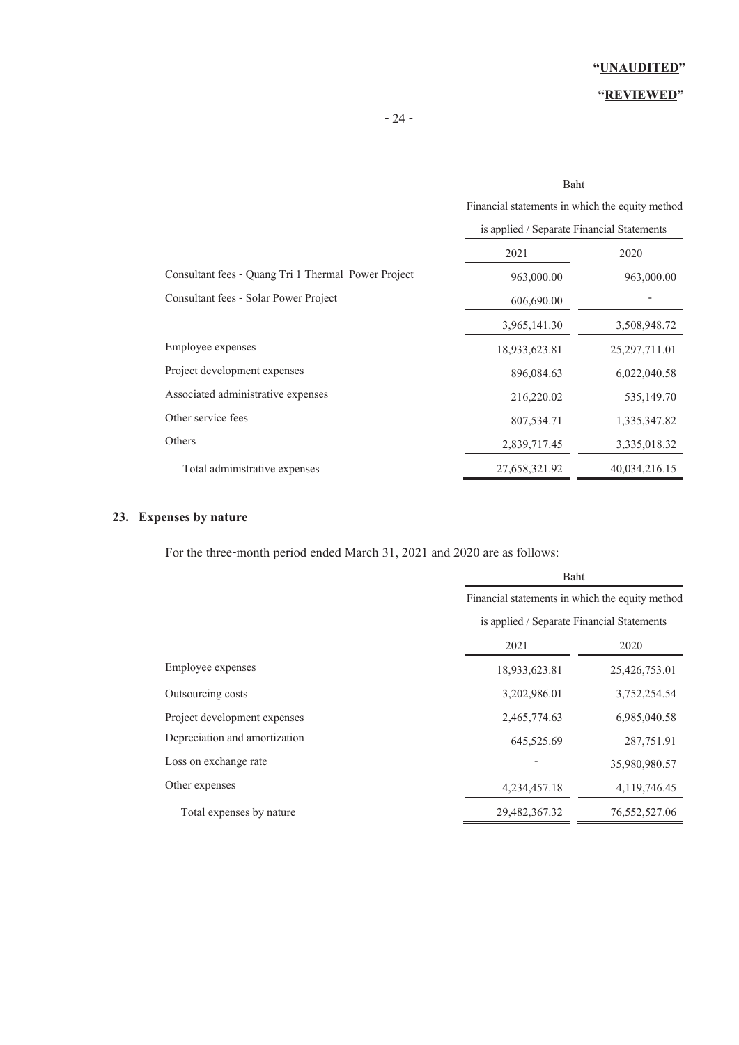"UNAUDITED"

"REVIEWED"

| | Baht | |
|---|---|---|
| | Financial statements in which the equity method is applied / Separate Financial Statements | |
| | 2021 | 2020 |
| Consultant fees - Quang Tri 1 Thermal Power Project | 963,000.00 | 963,000.00 |
| Consultant fees - Solar Power Project | 606,690.00 | - |
| | 3,965,141.30 | 3,508,948.72 |
| Employee expenses | 18,933,623.81 | 25,297,711.01 |
| Project development expenses | 896,084.63 | 6,022,040.58 |
| Associated administrative expenses | 216,220.02 | 535,149.70 |
| Other service fees | 807,534.71 | 1,335,347.82 |
| Others | 2,839,717.45 | 3,335,018.32 |
| Total administrative expenses | 27,658,321.92 | 40,034,216.15 |

## 23. Expenses by nature

For the three-month period ended March 31, 2021 and 2020 are as follows:

| | Baht | |
|---|---|---|
| | Financial statements in which the equity method is applied / Separate Financial Statements | |
| | 2021 | 2020 |
| Employee expenses | 18,933,623.81 | 25,426,753.01 |
| Outsourcing costs | 3,202,986.01 | 3,752,254.54 |
| Project development expenses | 2,465,774.63 | 6,985,040.58 |
| Depreciation and amortization | 645,525.69 | 287,751.91 |
| Loss on exchange rate | - | 35,980,980.57 |
| Other expenses | 4,234,457.18 | 4,119,746.45 |
| Total expenses by nature | 29,482,367.32 | 76,552,527.06 |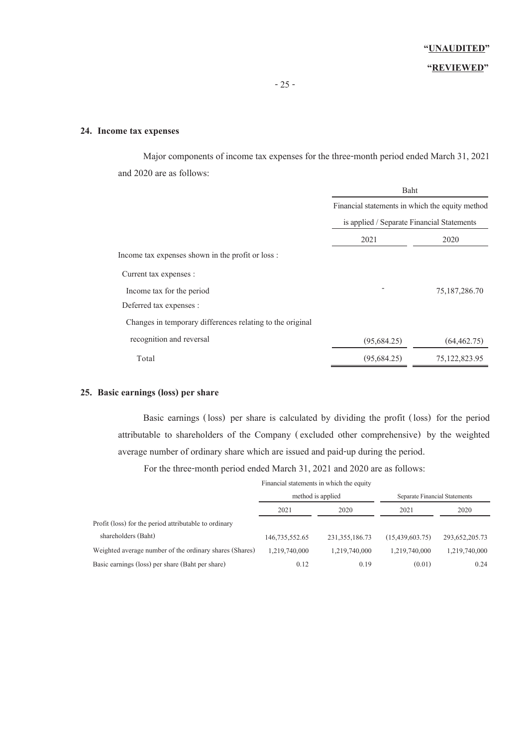"**UNAUDITED**"

"**REVIEWED**"

## 24. Income tax expenses

Major components of income tax expenses for the three-month period ended March 31, 2021 and 2020 are as follows:

| | Baht | |
|---|---|---|
| | Financial statements in which the equity method is applied / Separate Financial Statements | |
| | 2021 | 2020 |
| Income tax expenses shown in the profit or loss : | | |
| Current tax expenses : | | |
| Income tax for the period | - | 75,187,286.70 |
| Deferred tax expenses : | | |
| Changes in temporary differences relating to the original recognition and reversal | (95,684.25) | (64,462.75) |
| Total | (95,684.25) | 75,122,823.95 |

## 25. Basic earnings (loss) per share

Basic earnings (loss) per share is calculated by dividing the profit (loss) for the period attributable to shareholders of the Company (excluded other comprehensive) by the weighted average number of ordinary share which are issued and paid-up during the period.

For the three-month period ended March 31, 2021 and 2020 are as follows:

| | Financial statements in which the equity method is applied | | Separate Financial Statements | |
|---|---|---|---|---|
| | 2021 | 2020 | 2021 | 2020 |
| Profit (loss) for the period attributable to ordinary shareholders (Baht) | 146,735,552.65 | 231,355,186.73 | (15,439,603.75) | 293,652,205.73 |
| Weighted average number of the ordinary shares (Shares) | 1,219,740,000 | 1,219,740,000 | 1,219,740,000 | 1,219,740,000 |
| Basic earnings (loss) per share (Baht per share) | 0.12 | 0.19 | (0.01) | 0.24 |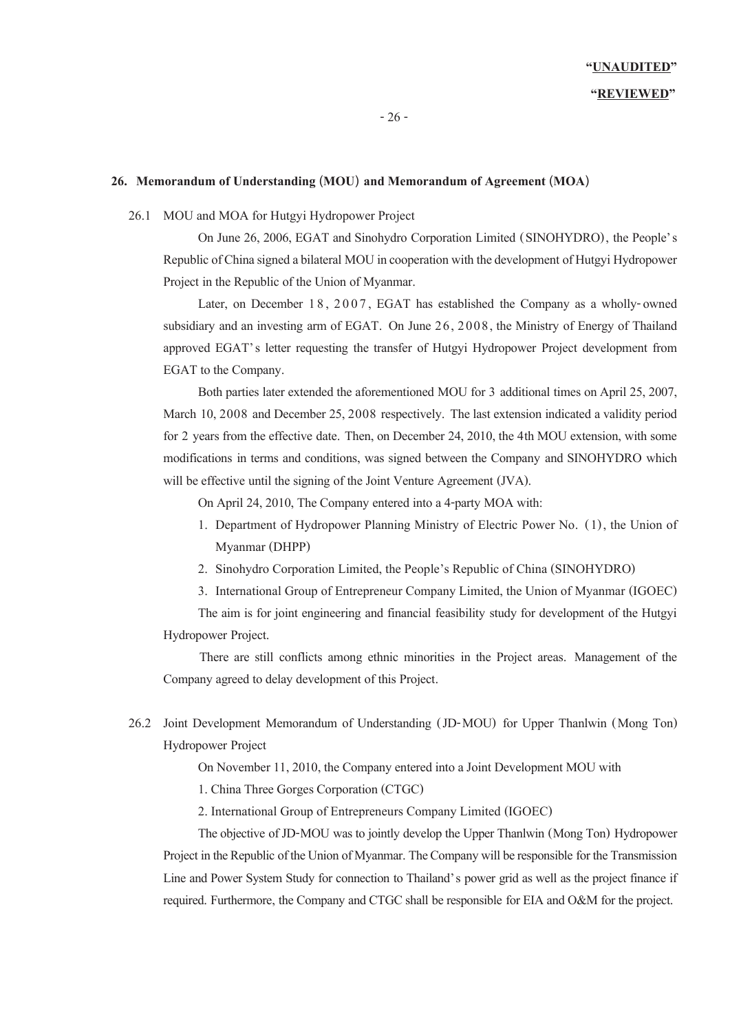**"UNAUDITED"**

**"REVIEWED"**

## 26. Memorandum of Understanding (MOU) and Memorandum of Agreement (MOA)

### 26.1 MOU and MOA for Hutgyi Hydropower Project

On June 26, 2006, EGAT and Sinohydro Corporation Limited (SINOHYDRO), the People's Republic of China signed a bilateral MOU in cooperation with the development of Hutgyi Hydropower Project in the Republic of the Union of Myanmar.

Later, on December 18, 2007, EGAT has established the Company as a wholly-owned subsidiary and an investing arm of EGAT. On June 26, 2008, the Ministry of Energy of Thailand approved EGAT's letter requesting the transfer of Hutgyi Hydropower Project development from EGAT to the Company.

Both parties later extended the aforementioned MOU for 3 additional times on April 25, 2007, March 10, 2008 and December 25, 2008 respectively. The last extension indicated a validity period for 2 years from the effective date. Then, on December 24, 2010, the 4th MOU extension, with some modifications in terms and conditions, was signed between the Company and SINOHYDRO which will be effective until the signing of the Joint Venture Agreement (JVA).

On April 24, 2010, The Company entered into a 4-party MOA with:

1. Department of Hydropower Planning Ministry of Electric Power No. (1), the Union of Myanmar (DHPP)
2. Sinohydro Corporation Limited, the People's Republic of China (SINOHYDRO)
3. International Group of Entrepreneur Company Limited, the Union of Myanmar (IGOEC)

The aim is for joint engineering and financial feasibility study for development of the Hutgyi Hydropower Project.

There are still conflicts among ethnic minorities in the Project areas. Management of the Company agreed to delay development of this Project.

### 26.2 Joint Development Memorandum of Understanding (JD-MOU) for Upper Thanlwin (Mong Ton) Hydropower Project

On November 11, 2010, the Company entered into a Joint Development MOU with

1. China Three Gorges Corporation (CTGC)
2. International Group of Entrepreneurs Company Limited (IGOEC)

The objective of JD-MOU was to jointly develop the Upper Thanlwin (Mong Ton) Hydropower Project in the Republic of the Union of Myanmar. The Company will be responsible for the Transmission Line and Power System Study for connection to Thailand's power grid as well as the project finance if required. Furthermore, the Company and CTGC shall be responsible for EIA and O&M for the project.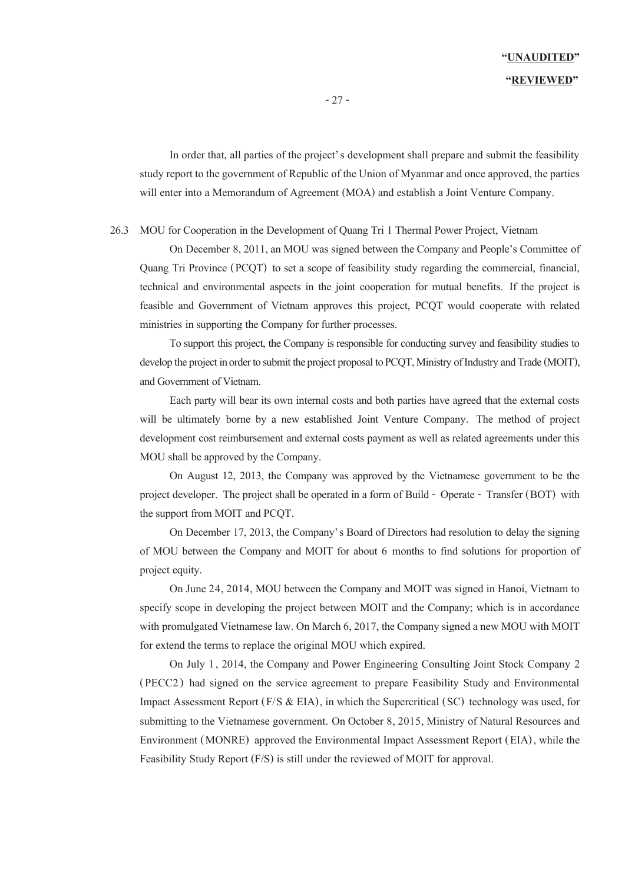**"UNAUDITED"**

**"REVIEWED"**

In order that, all parties of the project's development shall prepare and submit the feasibility study report to the government of Republic of the Union of Myanmar and once approved, the parties will enter into a Memorandum of Agreement (MOA) and establish a Joint Venture Company.

26.3 MOU for Cooperation in the Development of Quang Tri 1 Thermal Power Project, Vietnam

On December 8, 2011, an MOU was signed between the Company and People's Committee of Quang Tri Province (PCQT) to set a scope of feasibility study regarding the commercial, financial, technical and environmental aspects in the joint cooperation for mutual benefits. If the project is feasible and Government of Vietnam approves this project, PCQT would cooperate with related ministries in supporting the Company for further processes.

To support this project, the Company is responsible for conducting survey and feasibility studies to develop the project in order to submit the project proposal to PCQT, Ministry of Industry and Trade (MOIT), and Government of Vietnam.

Each party will bear its own internal costs and both parties have agreed that the external costs will be ultimately borne by a new established Joint Venture Company. The method of project development cost reimbursement and external costs payment as well as related agreements under this MOU shall be approved by the Company.

On August 12, 2013, the Company was approved by the Vietnamese government to be the project developer. The project shall be operated in a form of Build - Operate - Transfer (BOT) with the support from MOIT and PCQT.

On December 17, 2013, the Company's Board of Directors had resolution to delay the signing of MOU between the Company and MOIT for about 6 months to find solutions for proportion of project equity.

On June 24, 2014, MOU between the Company and MOIT was signed in Hanoi, Vietnam to specify scope in developing the project between MOIT and the Company; which is in accordance with promulgated Vietnamese law. On March 6, 2017, the Company signed a new MOU with MOIT for extend the terms to replace the original MOU which expired.

On July 1, 2014, the Company and Power Engineering Consulting Joint Stock Company 2 (PECC2) had signed on the service agreement to prepare Feasibility Study and Environmental Impact Assessment Report (F/S & EIA), in which the Supercritical (SC) technology was used, for submitting to the Vietnamese government. On October 8, 2015, Ministry of Natural Resources and Environment (MONRE) approved the Environmental Impact Assessment Report (EIA), while the Feasibility Study Report (F/S) is still under the reviewed of MOIT for approval.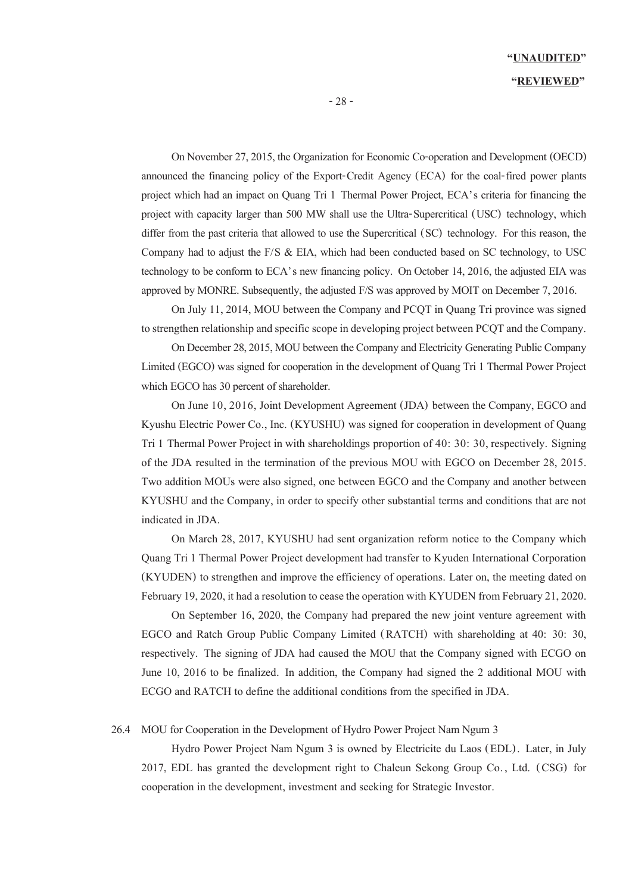On November 27, 2015, the Organization for Economic Co-operation and Development (OECD) announced the financing policy of the Export-Credit Agency (ECA) for the coal-fired power plants project which had an impact on Quang Tri 1 Thermal Power Project, ECA's criteria for financing the project with capacity larger than 500 MW shall use the Ultra-Supercritical (USC) technology, which differ from the past criteria that allowed to use the Supercritical (SC) technology. For this reason, the Company had to adjust the F/S & EIA, which had been conducted based on SC technology, to USC technology to be conform to ECA's new financing policy. On October 14, 2016, the adjusted EIA was approved by MONRE. Subsequently, the adjusted F/S was approved by MOIT on December 7, 2016.

On July 11, 2014, MOU between the Company and PCQT in Quang Tri province was signed to strengthen relationship and specific scope in developing project between PCQT and the Company.

On December 28, 2015, MOU between the Company and Electricity Generating Public Company Limited (EGCO) was signed for cooperation in the development of Quang Tri 1 Thermal Power Project which EGCO has 30 percent of shareholder.

On June 10, 2016, Joint Development Agreement (JDA) between the Company, EGCO and Kyushu Electric Power Co., Inc. (KYUSHU) was signed for cooperation in development of Quang Tri 1 Thermal Power Project in with shareholdings proportion of 40: 30: 30, respectively. Signing of the JDA resulted in the termination of the previous MOU with EGCO on December 28, 2015. Two addition MOUs were also signed, one between EGCO and the Company and another between KYUSHU and the Company, in order to specify other substantial terms and conditions that are not indicated in JDA.

On March 28, 2017, KYUSHU had sent organization reform notice to the Company which Quang Tri 1 Thermal Power Project development had transfer to Kyuden International Corporation (KYUDEN) to strengthen and improve the efficiency of operations. Later on, the meeting dated on February 19, 2020, it had a resolution to cease the operation with KYUDEN from February 21, 2020.

On September 16, 2020, the Company had prepared the new joint venture agreement with EGCO and Ratch Group Public Company Limited (RATCH) with shareholding at 40: 30: 30, respectively. The signing of JDA had caused the MOU that the Company signed with ECGO on June 10, 2016 to be finalized. In addition, the Company had signed the 2 additional MOU with ECGO and RATCH to define the additional conditions from the specified in JDA.

26.4 MOU for Cooperation in the Development of Hydro Power Project Nam Ngum 3

Hydro Power Project Nam Ngum 3 is owned by Electricite du Laos (EDL). Later, in July 2017, EDL has granted the development right to Chaleun Sekong Group Co., Ltd. (CSG) for cooperation in the development, investment and seeking for Strategic Investor.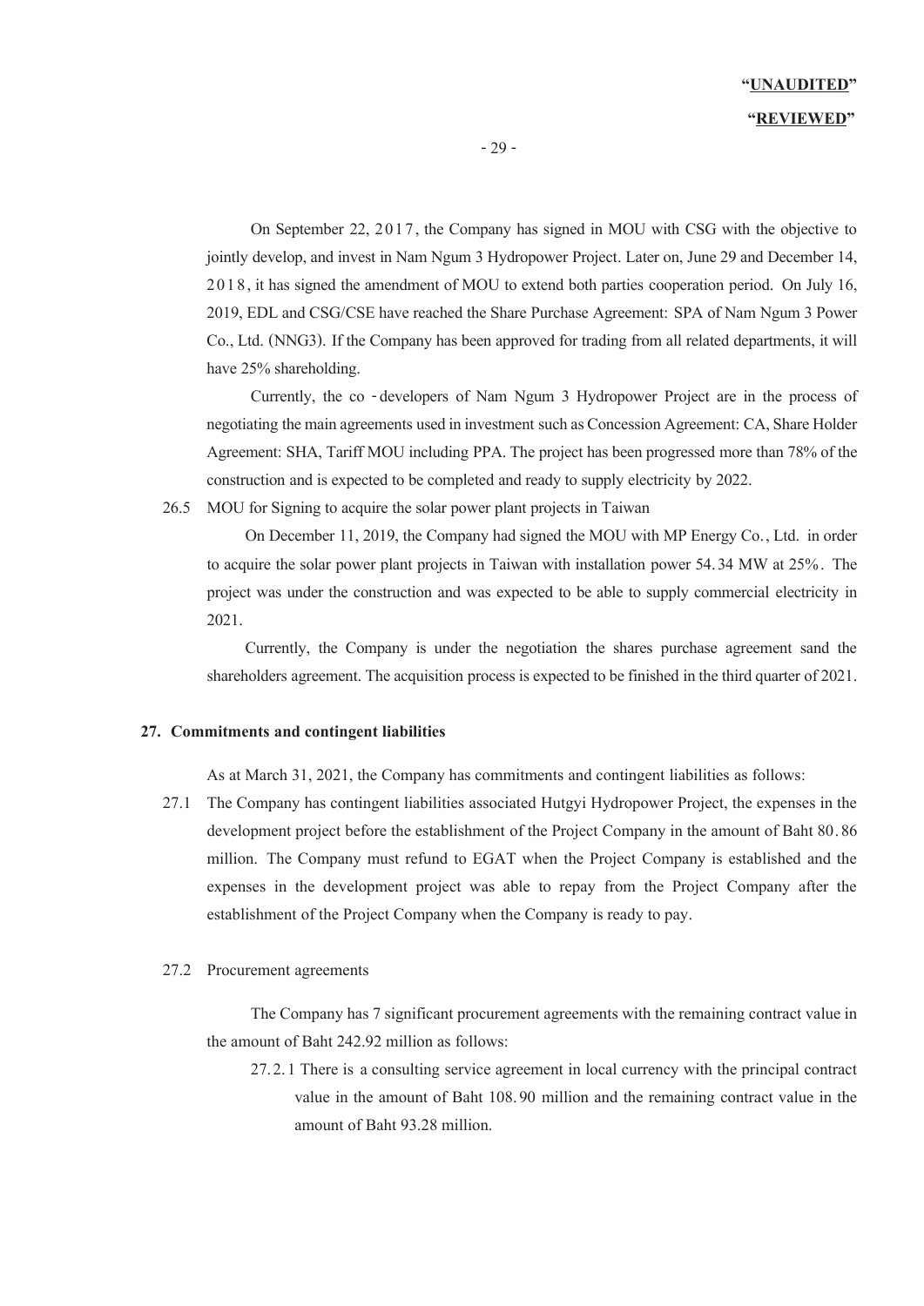On September 22, 2017, the Company has signed in MOU with CSG with the objective to jointly develop, and invest in Nam Ngum 3 Hydropower Project. Later on, June 29 and December 14, 2018, it has signed the amendment of MOU to extend both parties cooperation period. On July 16, 2019, EDL and CSG/CSE have reached the Share Purchase Agreement: SPA of Nam Ngum 3 Power Co., Ltd. (NNG3). If the Company has been approved for trading from all related departments, it will have 25% shareholding.

Currently, the co - developers of Nam Ngum 3 Hydropower Project are in the process of negotiating the main agreements used in investment such as Concession Agreement: CA, Share Holder Agreement: SHA, Tariff MOU including PPA. The project has been progressed more than 78% of the construction and is expected to be completed and ready to supply electricity by 2022.

26.5 MOU for Signing to acquire the solar power plant projects in Taiwan

On December 11, 2019, the Company had signed the MOU with MP Energy Co., Ltd. in order to acquire the solar power plant projects in Taiwan with installation power 54.34 MW at 25%. The project was under the construction and was expected to be able to supply commercial electricity in 2021.

Currently, the Company is under the negotiation the shares purchase agreement sand the shareholders agreement. The acquisition process is expected to be finished in the third quarter of 2021.

## 27. Commitments and contingent liabilities

As at March 31, 2021, the Company has commitments and contingent liabilities as follows:

27.1 The Company has contingent liabilities associated Hutgyi Hydropower Project, the expenses in the development project before the establishment of the Project Company in the amount of Baht 80.86 million. The Company must refund to EGAT when the Project Company is established and the expenses in the development project was able to repay from the Project Company after the establishment of the Project Company when the Company is ready to pay.

27.2 Procurement agreements

The Company has 7 significant procurement agreements with the remaining contract value in the amount of Baht 242.92 million as follows:

27.2.1 There is a consulting service agreement in local currency with the principal contract value in the amount of Baht 108.90 million and the remaining contract value in the amount of Baht 93.28 million.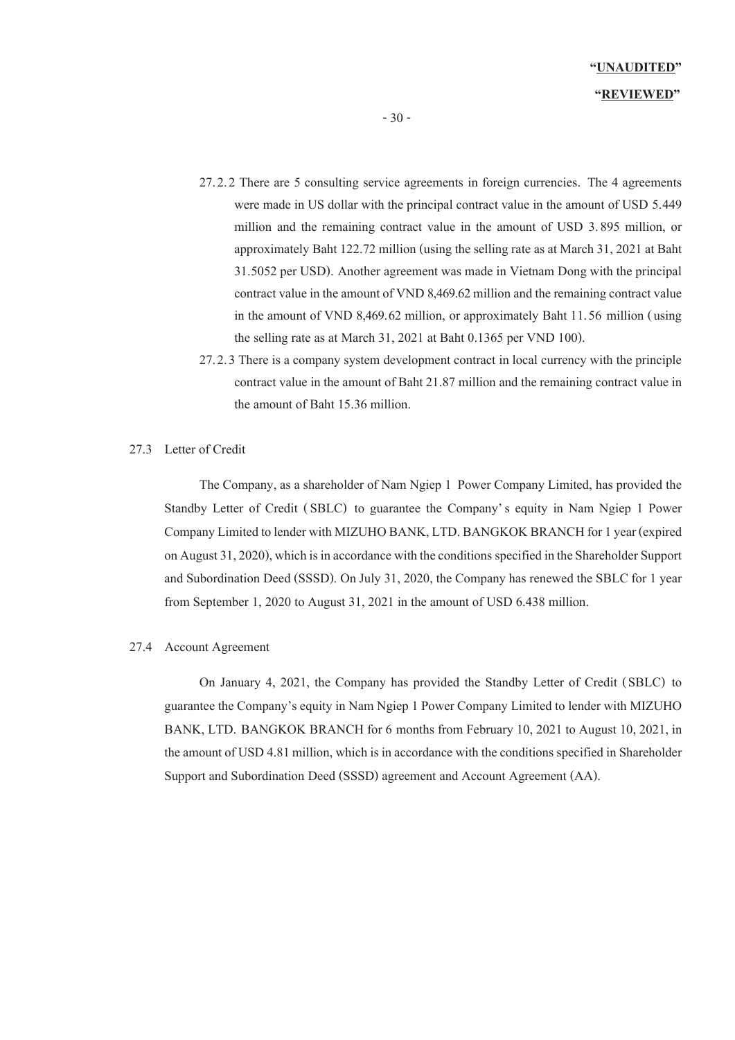**"UNAUDITED"**

**"REVIEWED"**

27.2.2 There are 5 consulting service agreements in foreign currencies. The 4 agreements were made in US dollar with the principal contract value in the amount of USD 5.449 million and the remaining contract value in the amount of USD 3.895 million, or approximately Baht 122.72 million (using the selling rate as at March 31, 2021 at Baht 31.5052 per USD). Another agreement was made in Vietnam Dong with the principal contract value in the amount of VND 8,469.62 million and the remaining contract value in the amount of VND 8,469.62 million, or approximately Baht 11.56 million (using the selling rate as at March 31, 2021 at Baht 0.1365 per VND 100).

27.2.3 There is a company system development contract in local currency with the principle contract value in the amount of Baht 21.87 million and the remaining contract value in the amount of Baht 15.36 million.

27.3 Letter of Credit

The Company, as a shareholder of Nam Ngiep 1 Power Company Limited, has provided the Standby Letter of Credit (SBLC) to guarantee the Company's equity in Nam Ngiep 1 Power Company Limited to lender with MIZUHO BANK, LTD. BANGKOK BRANCH for 1 year (expired on August 31, 2020), which is in accordance with the conditions specified in the Shareholder Support and Subordination Deed (SSSD). On July 31, 2020, the Company has renewed the SBLC for 1 year from September 1, 2020 to August 31, 2021 in the amount of USD 6.438 million.

27.4 Account Agreement

On January 4, 2021, the Company has provided the Standby Letter of Credit (SBLC) to guarantee the Company's equity in Nam Ngiep 1 Power Company Limited to lender with MIZUHO BANK, LTD. BANGKOK BRANCH for 6 months from February 10, 2021 to August 10, 2021, in the amount of USD 4.81 million, which is in accordance with the conditions specified in Shareholder Support and Subordination Deed (SSSD) agreement and Account Agreement (AA).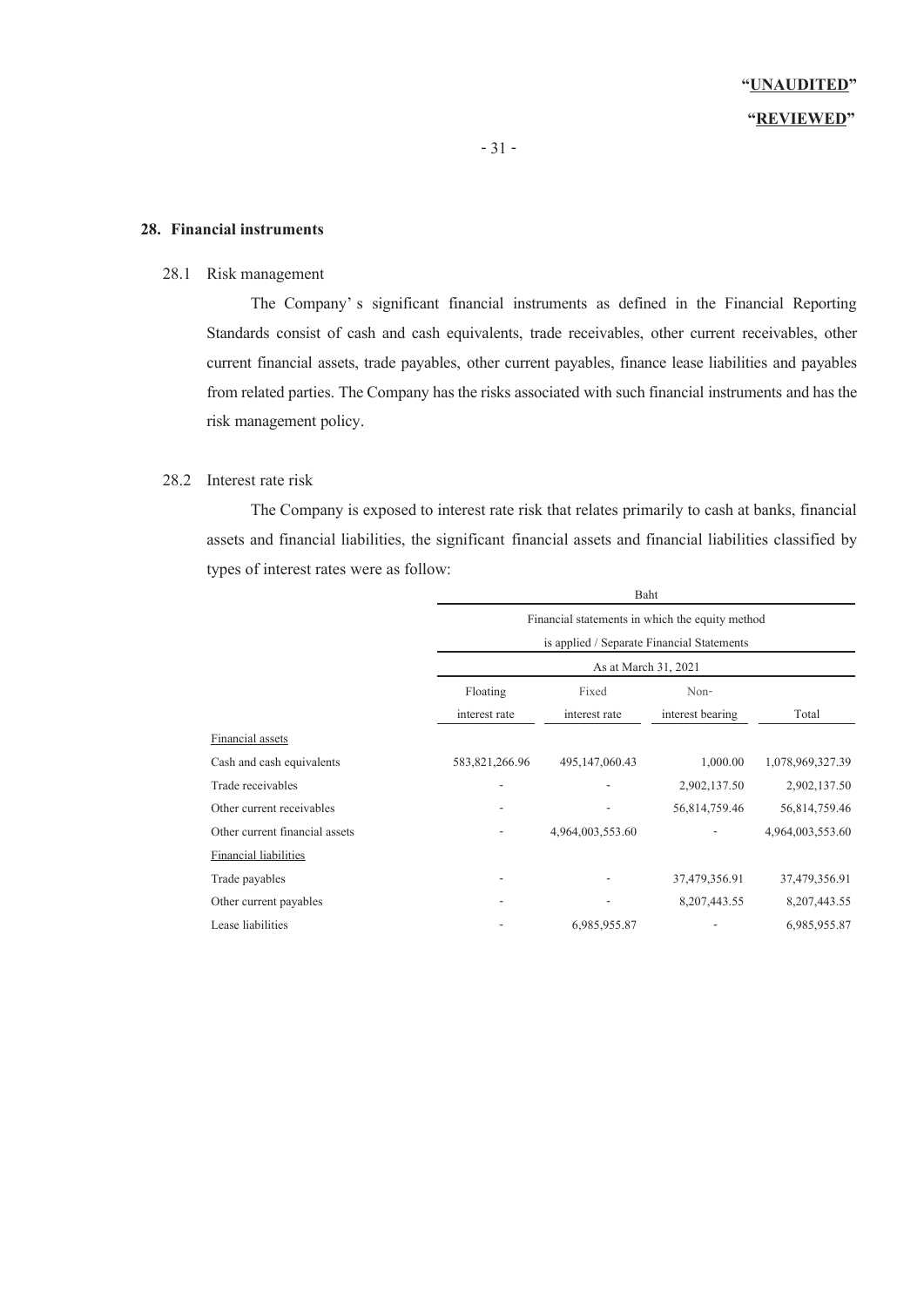"**UNAUDITED**"

"**REVIEWED**"

## 28. Financial instruments

28.1 Risk management

The Company's significant financial instruments as defined in the Financial Reporting Standards consist of cash and cash equivalents, trade receivables, other current receivables, other current financial assets, trade payables, other current payables, finance lease liabilities and payables from related parties. The Company has the risks associated with such financial instruments and has the risk management policy.

28.2 Interest rate risk

The Company is exposed to interest rate risk that relates primarily to cash at banks, financial assets and financial liabilities, the significant financial assets and financial liabilities classified by types of interest rates were as follow:

| | Baht | | | |
|---|---|---|---|---|
| | Financial statements in which the equity method is applied / Separate Financial Statements | | | |
| | As at March 31, 2021 | | | |
| | Floating interest rate | Fixed interest rate | Non-interest bearing | Total |
| Financial assets | | | | |
| Cash and cash equivalents | 583,821,266.96 | 495,147,060.43 | 1,000.00 | 1,078,969,327.39 |
| Trade receivables | - | - | 2,902,137.50 | 2,902,137.50 |
| Other current receivables | - | - | 56,814,759.46 | 56,814,759.46 |
| Other current financial assets | - | 4,964,003,553.60 | - | 4,964,003,553.60 |
| Financial liabilities | | | | |
| Trade payables | - | - | 37,479,356.91 | 37,479,356.91 |
| Other current payables | - | - | 8,207,443.55 | 8,207,443.55 |
| Lease liabilities | - | 6,985,955.87 | - | 6,985,955.87 |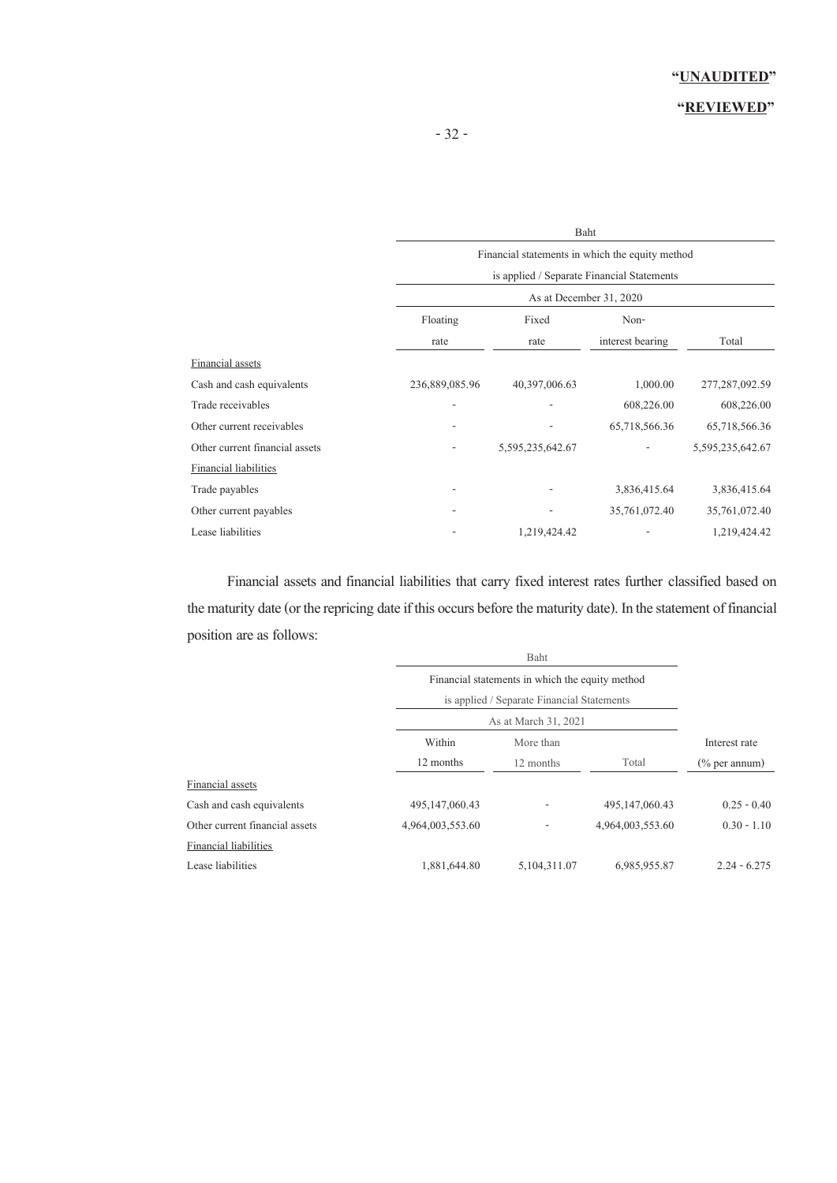"UNAUDITED"

"REVIEWED"

| | Baht | | | |
|---|---|---|---|---|
| | Financial statements in which the equity method is applied / Separate Financial Statements | | | |
| | As at December 31, 2020 | | | |
| | Floating rate | Fixed rate | Non-interest bearing | Total |
| Financial assets | | | | |
| Cash and cash equivalents | 236,889,085.96 | 40,397,006.63 | 1,000.00 | 277,287,092.59 |
| Trade receivables | - | - | 608,226.00 | 608,226.00 |
| Other current receivables | - | - | 65,718,566.36 | 65,718,566.36 |
| Other current financial assets | - | 5,595,235,642.67 | - | 5,595,235,642.67 |
| Financial liabilities | | | | |
| Trade payables | - | - | 3,836,415.64 | 3,836,415.64 |
| Other current payables | - | - | 35,761,072.40 | 35,761,072.40 |
| Lease liabilities | - | 1,219,424.42 | - | 1,219,424.42 |

Financial assets and financial liabilities that carry fixed interest rates further classified based on the maturity date (or the repricing date if this occurs before the maturity date). In the statement of financial position are as follows:

| | Baht | | | |
|---|---|---|---|---|
| | Financial statements in which the equity method is applied / Separate Financial Statements | | | |
| | As at March 31, 2021 | | | |
| | Within 12 months | More than 12 months | Total | Interest rate (% per annum) |
| Financial assets | | | | |
| Cash and cash equivalents | 495,147,060.43 | - | 495,147,060.43 | 0.25 - 0.40 |
| Other current financial assets | 4,964,003,553.60 | - | 4,964,003,553.60 | 0.30 - 1.10 |
| Financial liabilities | | | | |
| Lease liabilities | 1,881,644.80 | 5,104,311.07 | 6,985,955.87 | 2.24 - 6.275 |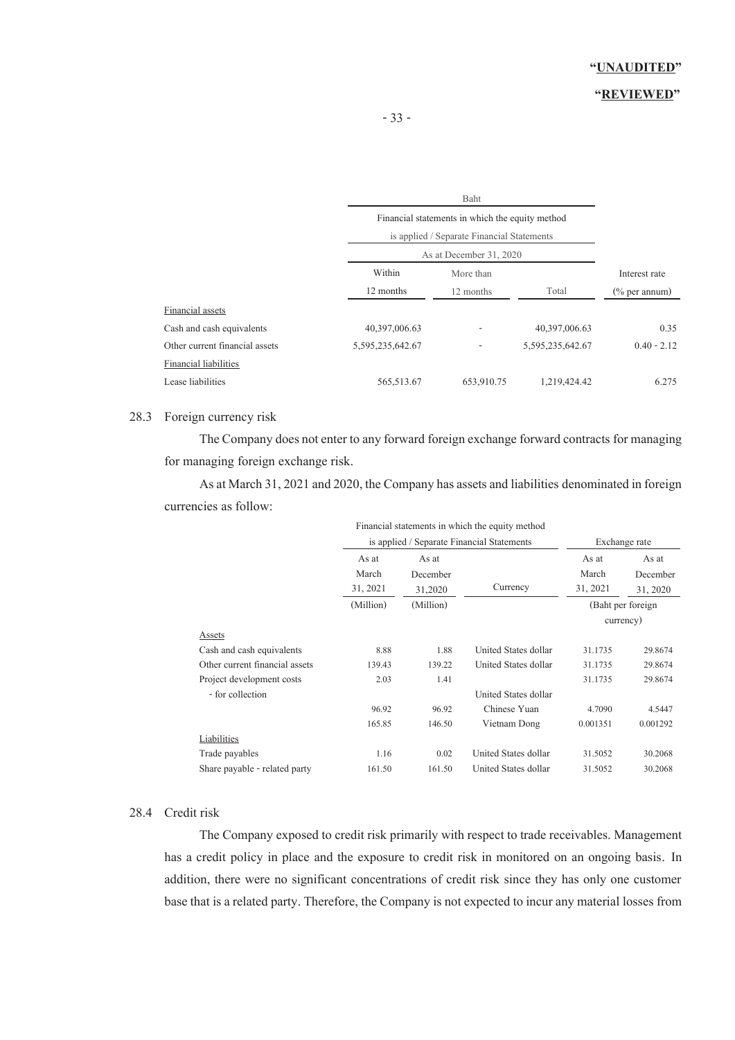"UNAUDITED"

"REVIEWED"

| | Baht | | | |
|---|---|---|---|---|
| | Financial statements in which the equity method is applied / Separate Financial Statements | | | |
| | As at December 31, 2020 | | | |
| | Within 12 months | More than 12 months | Total | Interest rate (% per annum) |
| Financial assets | | | | |
| Cash and cash equivalents | 40,397,006.63 | - | 40,397,006.63 | 0.35 |
| Other current financial assets | 5,595,235,642.67 | - | 5,595,235,642.67 | 0.40 - 2.12 |
| Financial liabilities | | | | |
| Lease liabilities | 565,513.67 | 653,910.75 | 1,219,424.42 | 6.275 |

## 28.3 Foreign currency risk

The Company does not enter to any forward foreign exchange forward contracts for managing for managing foreign exchange risk.

As at March 31, 2021 and 2020, the Company has assets and liabilities denominated in foreign currencies as follow:

| | Financial statements in which the equity method is applied / Separate Financial Statements | | | Exchange rate | |
|---|---|---|---|---|---|
| | As at March 31, 2021 | As at December 31,2020 | Currency | As at March 31, 2021 | As at December 31, 2020 |
| | (Million) | (Million) | | (Baht per foreign currency) | |
| Assets | | | | | |
| Cash and cash equivalents | 8.88 | 1.88 | United States dollar | 31.1735 | 29.8674 |
| Other current financial assets | 139.43 | 139.22 | United States dollar | 31.1735 | 29.8674 |
| Project development costs | 2.03 | 1.41 | | 31.1735 | 29.8674 |
| - for collection | | | United States dollar | | |
| | 96.92 | 96.92 | Chinese Yuan | 4.7090 | 4.5447 |
| | 165.85 | 146.50 | Vietnam Dong | 0.001351 | 0.001292 |
| Liabilities | | | | | |
| Trade payables | 1.16 | 0.02 | United States dollar | 31.5052 | 30.2068 |
| Share payable - related party | 161.50 | 161.50 | United States dollar | 31.5052 | 30.2068 |

## 28.4 Credit risk

The Company exposed to credit risk primarily with respect to trade receivables. Management has a credit policy in place and the exposure to credit risk in monitored on an ongoing basis. In addition, there were no significant concentrations of credit risk since they has only one customer base that is a related party. Therefore, the Company is not expected to incur any material losses from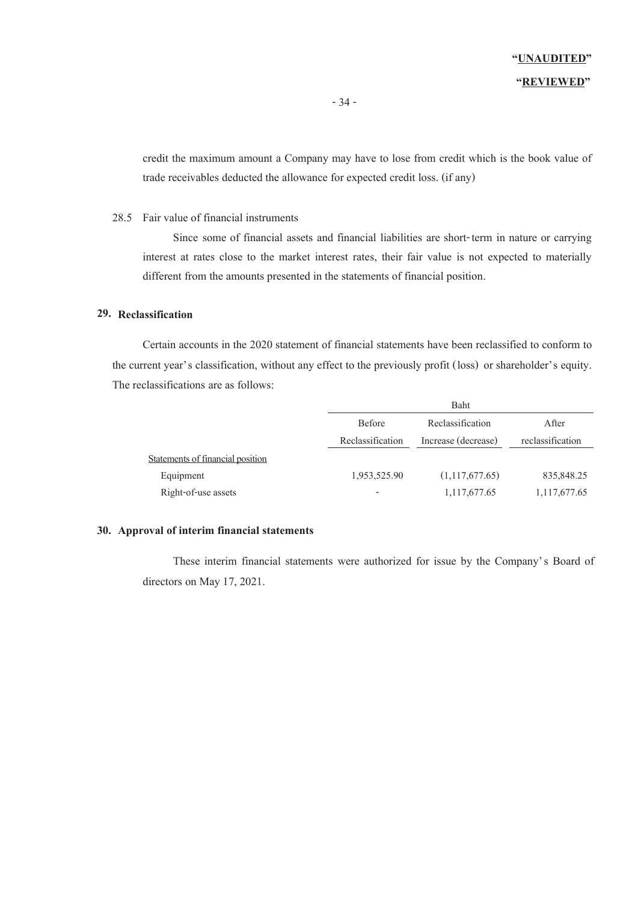**"UNAUDITED"**

**"REVIEWED"**

credit the maximum amount a Company may have to lose from credit which is the book value of trade receivables deducted the allowance for expected credit loss. (if any)

28.5 Fair value of financial instruments

Since some of financial assets and financial liabilities are short-term in nature or carrying interest at rates close to the market interest rates, their fair value is not expected to materially different from the amounts presented in the statements of financial position.

## 29. Reclassification

Certain accounts in the 2020 statement of financial statements have been reclassified to conform to the current year's classification, without any effect to the previously profit (loss) or shareholder's equity. The reclassifications are as follows:

| | Baht | | |
|---|---|---|---|
| | Before Reclassification | Reclassification Increase (decrease) | After reclassification |
| Statements of financial position | | | |
| Equipment | 1,953,525.90 | (1,117,677.65) | 835,848.25 |
| Right-of-use assets | - | 1,117,677.65 | 1,117,677.65 |

## 30. Approval of interim financial statements

These interim financial statements were authorized for issue by the Company's Board of directors on May 17, 2021.